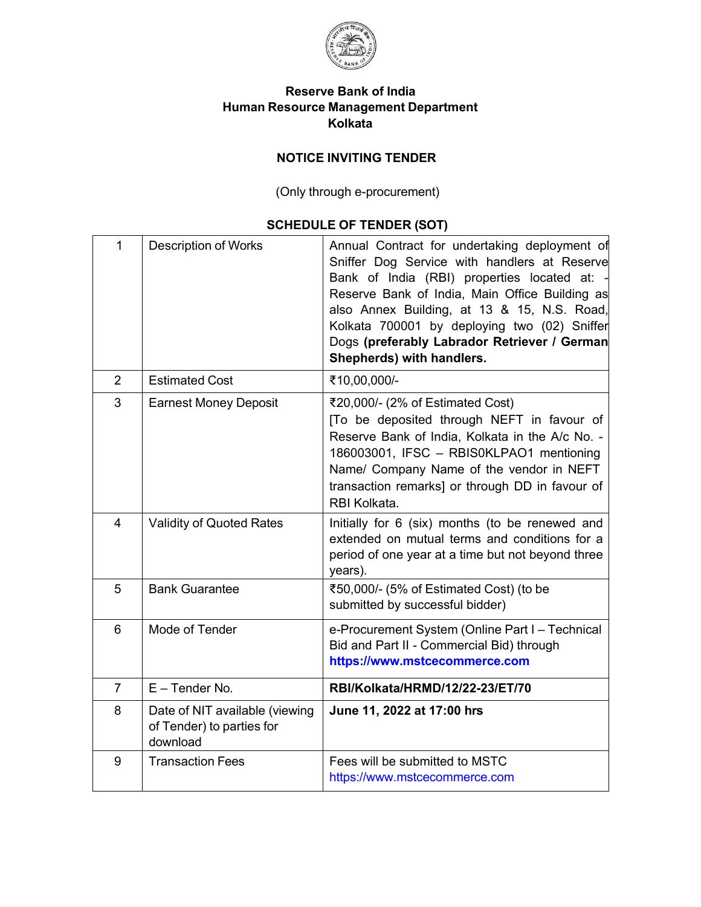**Reserve Bank of India**
**Human Resource Management Department**
**Kolkata**

## NOTICE INVITING TENDER

(Only through e-procurement)

### SCHEDULE OF TENDER (SOT)

| | | |
|---|---|---|
| 1 | Description of Works | Annual Contract for undertaking deployment of Sniffer Dog Service with handlers at Reserve Bank of India (RBI) properties located at: - Reserve Bank of India, Main Office Building as also Annex Building, at 13 & 15, N.S. Road, Kolkata 700001 by deploying two (02) Sniffer Dogs **(preferably Labrador Retriever / German Shepherds) with handlers.** |
| 2 | Estimated Cost | ₹10,00,000/- |
| 3 | Earnest Money Deposit | ₹20,000/- (2% of Estimated Cost) [To be deposited through NEFT in favour of Reserve Bank of India, Kolkata in the A/c No. - 186003001, IFSC – RBIS0KLPAO1 mentioning Name/ Company Name of the vendor in NEFT transaction remarks] or through DD in favour of RBI Kolkata. |
| 4 | Validity of Quoted Rates | Initially for 6 (six) months (to be renewed and extended on mutual terms and conditions for a period of one year at a time but not beyond three years). |
| 5 | Bank Guarantee | ₹50,000/- (5% of Estimated Cost) (to be submitted by successful bidder) |
| 6 | Mode of Tender | e-Procurement System (Online Part I – Technical Bid and Part II - Commercial Bid) through **https://www.mstcecommerce.com** |
| 7 | E – Tender No. | **RBI/Kolkata/HRMD/12/22-23/ET/70** |
| 8 | Date of NIT available (viewing of Tender) to parties for download | **June 11, 2022 at 17:00 hrs** |
| 9 | Transaction Fees | Fees will be submitted to MSTC https://www.mstcecommerce.com |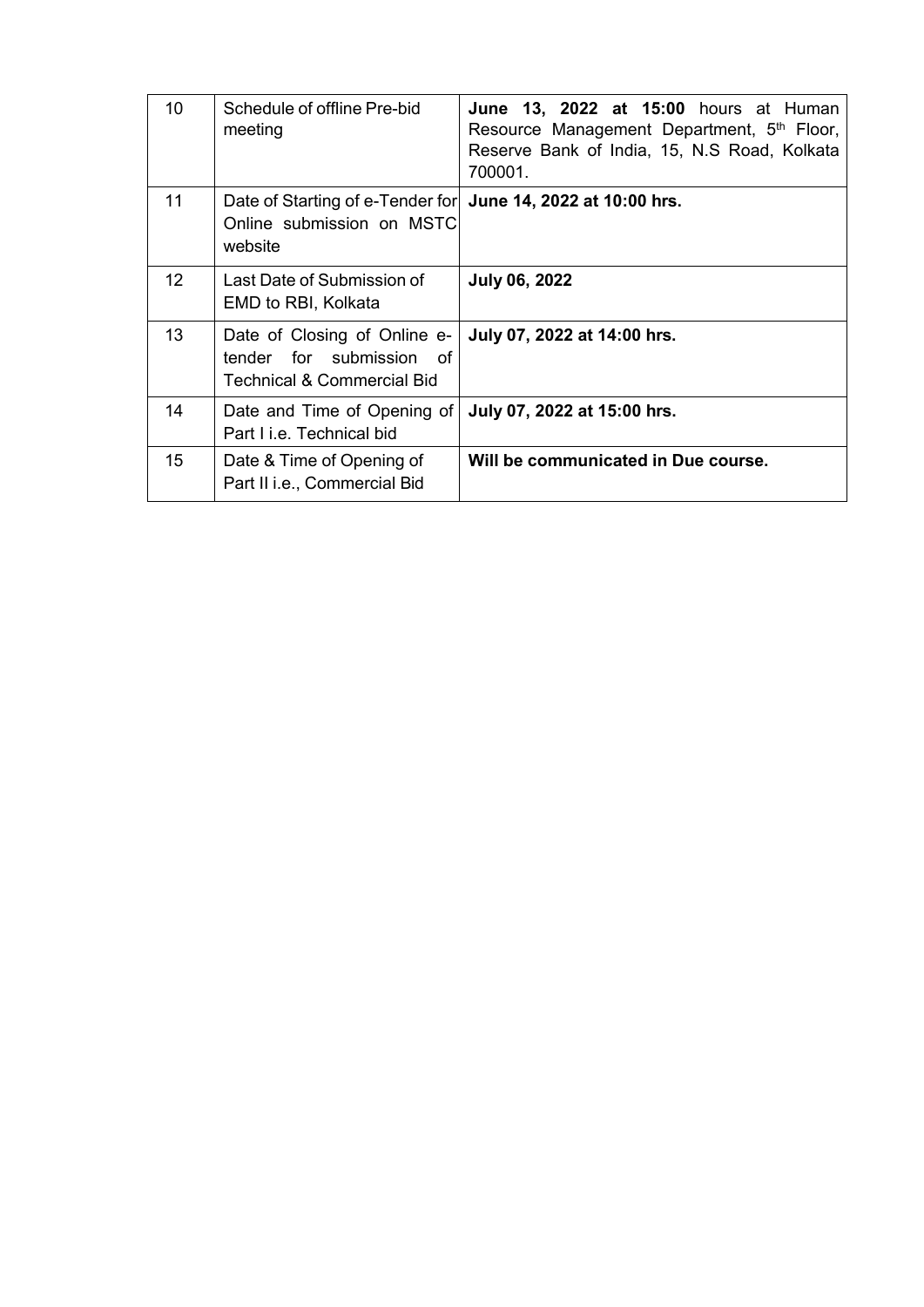| 10 | Schedule of offline Pre-bid meeting | **June 13, 2022 at 15:00** hours at Human Resource Management Department, 5th Floor, Reserve Bank of India, 15, N.S Road, Kolkata 700001. |
|---|---|---|
| 11 | Date of Starting of e-Tender for Online submission on MSTC website | **June 14, 2022 at 10:00 hrs.** |
| 12 | Last Date of Submission of EMD to RBI, Kolkata | **July 06, 2022** |
| 13 | Date of Closing of Online e-tender for submission of Technical & Commercial Bid | **July 07, 2022 at 14:00 hrs.** |
| 14 | Date and Time of Opening of Part I i.e. Technical bid | **July 07, 2022 at 15:00 hrs.** |
| 15 | Date & Time of Opening of Part II i.e., Commercial Bid | **Will be communicated in Due course.** |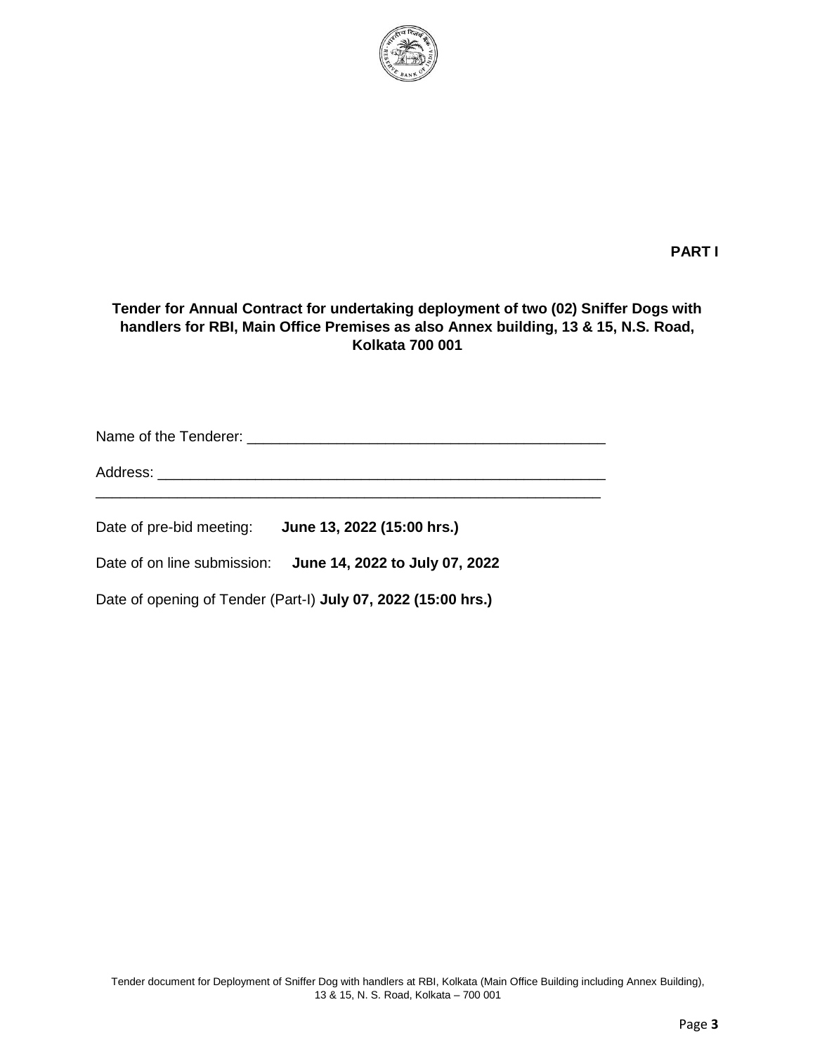**PART I**

**Tender for Annual Contract for undertaking deployment of two (02) Sniffer Dogs with handlers for RBI, Main Office Premises as also Annex building, 13 & 15, N.S. Road, Kolkata 700 001**

Name of the Tenderer: ____________________________________________

Address: _______________________________________________________

________________________________________________________________

Date of pre-bid meeting: **June 13, 2022 (15:00 hrs.)**

Date of on line submission: **June 14, 2022 to July 07, 2022**

Date of opening of Tender (Part-I) **July 07, 2022 (15:00 hrs.)**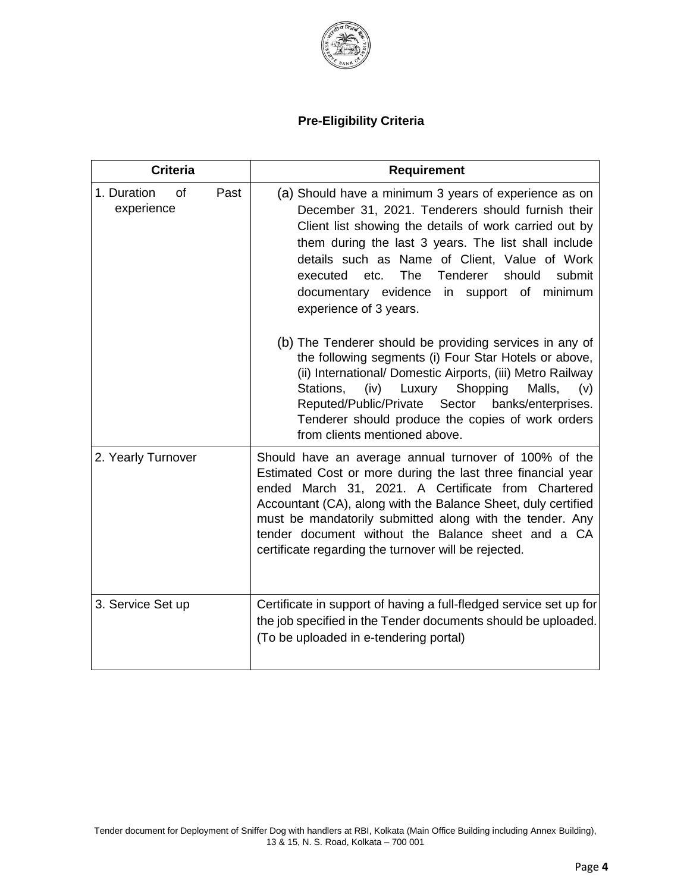## Pre-Eligibility Criteria

| Criteria | Requirement |
| --- | --- |
| 1. Duration of Past experience | (a) Should have a minimum 3 years of experience as on December 31, 2021. Tenderers should furnish their Client list showing the details of work carried out by them during the last 3 years. The list shall include details such as Name of Client, Value of Work executed etc. The Tenderer should submit documentary evidence in support of minimum experience of 3 years.<br><br>(b) The Tenderer should be providing services in any of the following segments (i) Four Star Hotels or above, (ii) International/ Domestic Airports, (iii) Metro Railway Stations, (iv) Luxury Shopping Malls, (v) Reputed/Public/Private Sector banks/enterprises. Tenderer should produce the copies of work orders from clients mentioned above. |
| 2. Yearly Turnover | Should have an average annual turnover of 100% of the Estimated Cost or more during the last three financial year ended March 31, 2021. A Certificate from Chartered Accountant (CA), along with the Balance Sheet, duly certified must be mandatorily submitted along with the tender. Any tender document without the Balance sheet and a CA certificate regarding the turnover will be rejected. |
| 3. Service Set up | Certificate in support of having a full-fledged service set up for the job specified in the Tender documents should be uploaded. (To be uploaded in e-tendering portal) |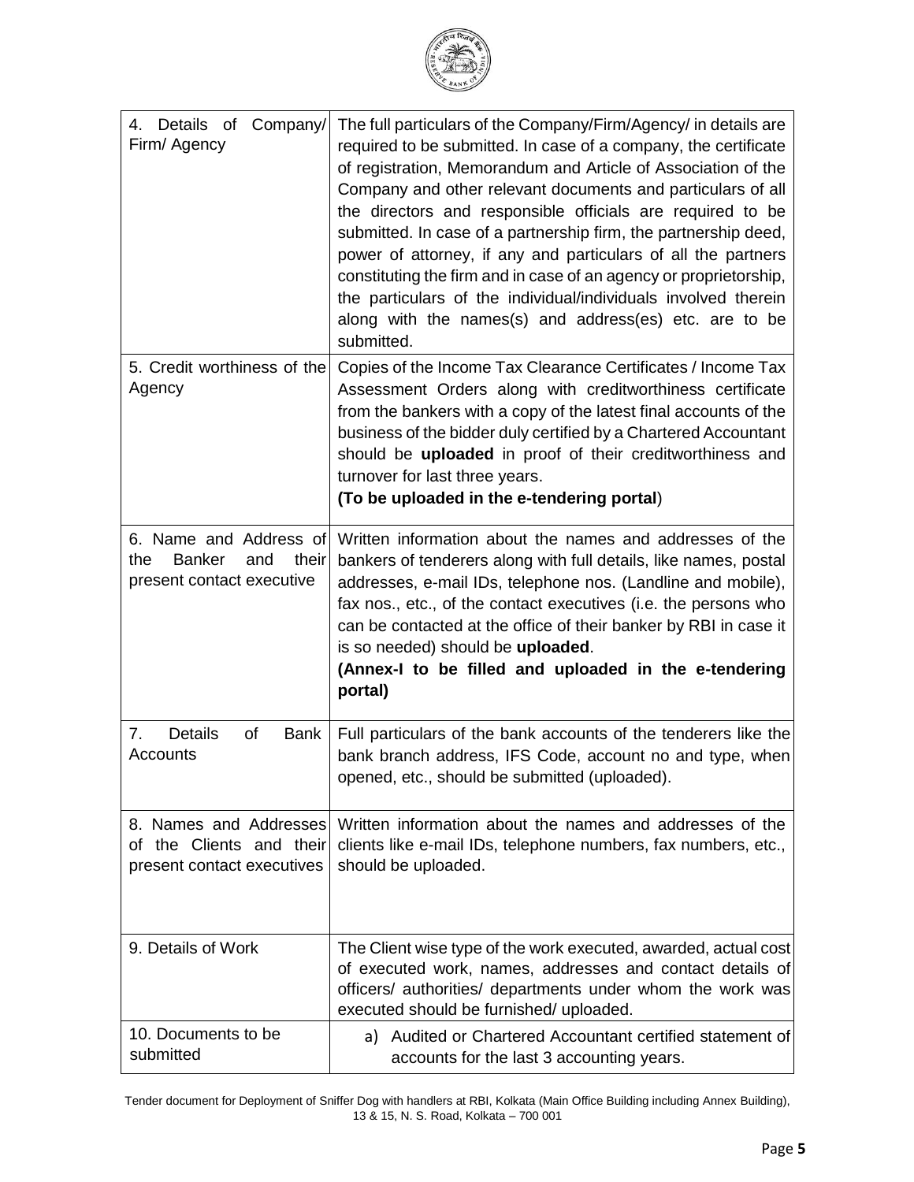| 4. Details of Company/ Firm/ Agency | The full particulars of the Company/Firm/Agency/ in details are required to be submitted. In case of a company, the certificate of registration, Memorandum and Article of Association of the Company and other relevant documents and particulars of all the directors and responsible officials are required to be submitted. In case of a partnership firm, the partnership deed, power of attorney, if any and particulars of all the partners constituting the firm and in case of an agency or proprietorship, the particulars of the individual/individuals involved therein along with the names(s) and address(es) etc. are to be submitted. |
|---|---|
| 5. Credit worthiness of the Agency | Copies of the Income Tax Clearance Certificates / Income Tax Assessment Orders along with creditworthiness certificate from the bankers with a copy of the latest final accounts of the business of the bidder duly certified by a Chartered Accountant should be **uploaded** in proof of their creditworthiness and turnover for last three years. **(To be uploaded in the e-tendering portal**) |
| 6. Name and Address of the Banker and their present contact executive | Written information about the names and addresses of the bankers of tenderers along with full details, like names, postal addresses, e-mail IDs, telephone nos. (Landline and mobile), fax nos., etc., of the contact executives (i.e. the persons who can be contacted at the office of their banker by RBI in case it is so needed) should be **uploaded**. **(Annex-I to be filled and uploaded in the e-tendering portal)** |
| 7. Details of Bank Accounts | Full particulars of the bank accounts of the tenderers like the bank branch address, IFS Code, account no and type, when opened, etc., should be submitted (uploaded). |
| 8. Names and Addresses of the Clients and their present contact executives | Written information about the names and addresses of the clients like e-mail IDs, telephone numbers, fax numbers, etc., should be uploaded. |
| 9. Details of Work | The Client wise type of the work executed, awarded, actual cost of executed work, names, addresses and contact details of officers/ authorities/ departments under whom the work was executed should be furnished/ uploaded. |
| 10. Documents to be submitted | a) Audited or Chartered Accountant certified statement of accounts for the last 3 accounting years. |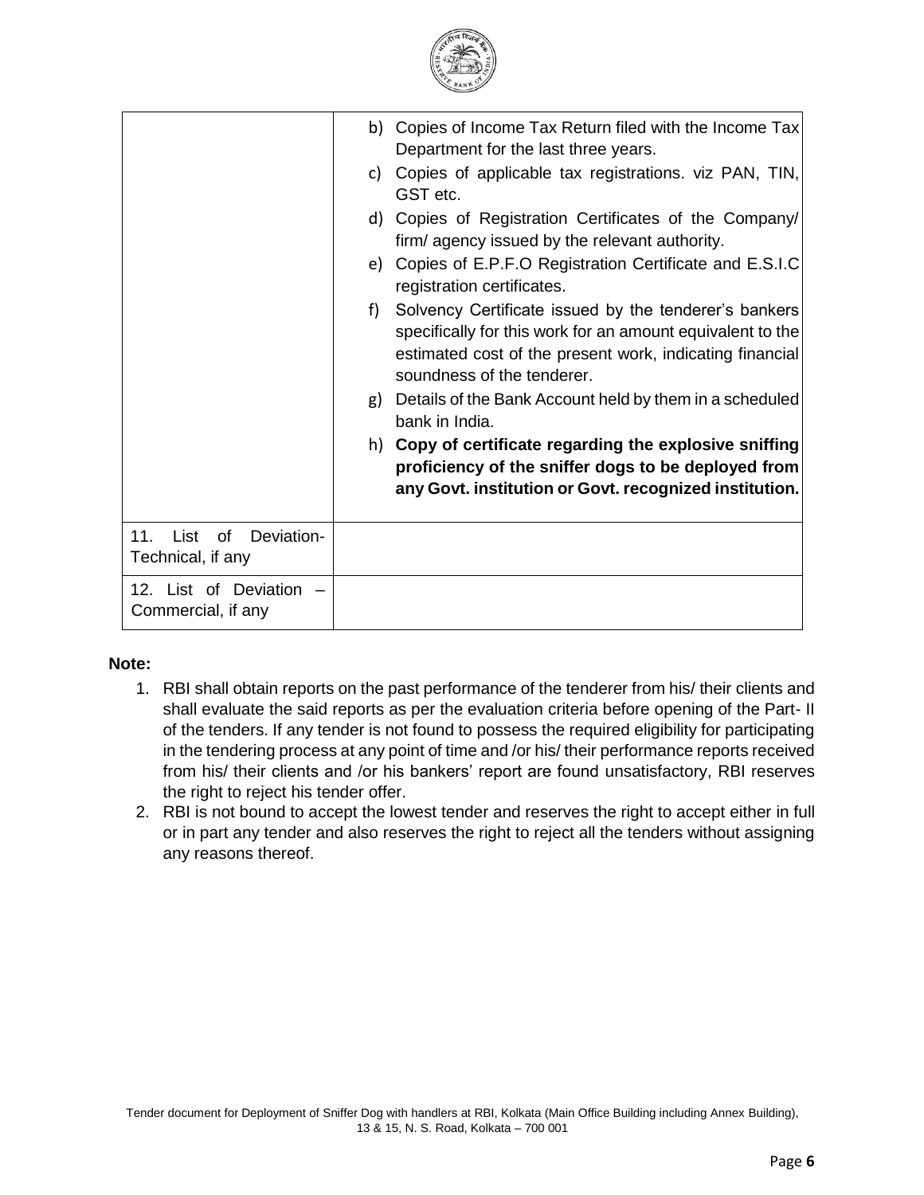| | |
|---|---|
| | b) Copies of Income Tax Return filed with the Income Tax Department for the last three years.<br>c) Copies of applicable tax registrations. viz PAN, TIN, GST etc.<br>d) Copies of Registration Certificates of the Company/ firm/ agency issued by the relevant authority.<br>e) Copies of E.P.F.O Registration Certificate and E.S.I.C registration certificates.<br>f) Solvency Certificate issued by the tenderer's bankers specifically for this work for an amount equivalent to the estimated cost of the present work, indicating financial soundness of the tenderer.<br>g) Details of the Bank Account held by them in a scheduled bank in India.<br>h) **Copy of certificate regarding the explosive sniffing proficiency of the sniffer dogs to be deployed from any Govt. institution or Govt. recognized institution.** |
| 11. List of Deviation-Technical, if any | |
| 12. List of Deviation – Commercial, if any | |

**Note:**

1. RBI shall obtain reports on the past performance of the tenderer from his/ their clients and shall evaluate the said reports as per the evaluation criteria before opening of the Part- II of the tenders. If any tender is not found to possess the required eligibility for participating in the tendering process at any point of time and /or his/ their performance reports received from his/ their clients and /or his bankers' report are found unsatisfactory, RBI reserves the right to reject his tender offer.
2. RBI is not bound to accept the lowest tender and reserves the right to accept either in full or in part any tender and also reserves the right to reject all the tenders without assigning any reasons thereof.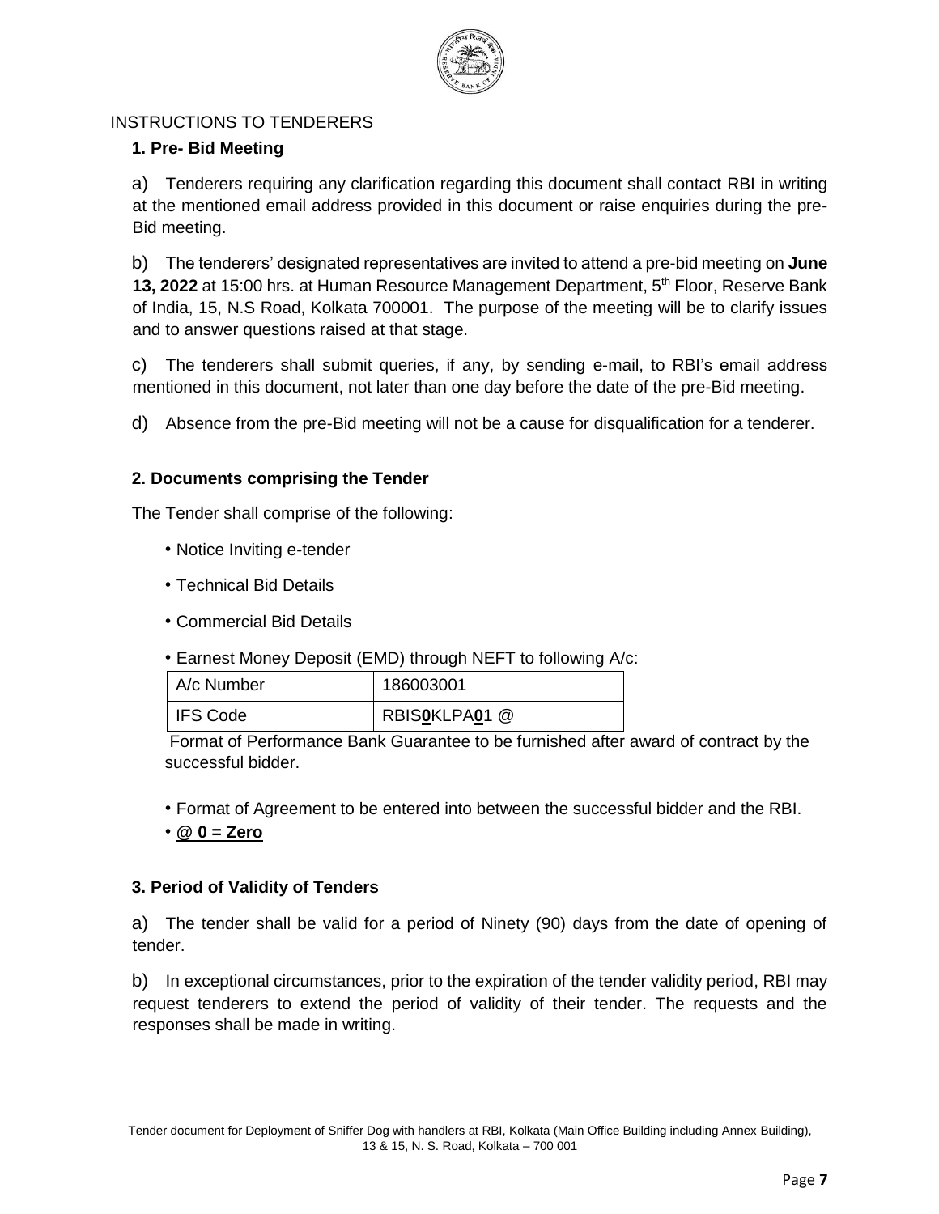INSTRUCTIONS TO TENDERERS

### 1. Pre- Bid Meeting

a) Tenderers requiring any clarification regarding this document shall contact RBI in writing at the mentioned email address provided in this document or raise enquiries during the pre-Bid meeting.

b) The tenderers' designated representatives are invited to attend a pre-bid meeting on **June 13, 2022** at 15:00 hrs. at Human Resource Management Department, 5th Floor, Reserve Bank of India, 15, N.S Road, Kolkata 700001. The purpose of the meeting will be to clarify issues and to answer questions raised at that stage.

c) The tenderers shall submit queries, if any, by sending e-mail, to RBI's email address mentioned in this document, not later than one day before the date of the pre-Bid meeting.

d) Absence from the pre-Bid meeting will not be a cause for disqualification for a tenderer.

### 2. Documents comprising the Tender

The Tender shall comprise of the following:

- Notice Inviting e-tender
- Technical Bid Details
- Commercial Bid Details
- Earnest Money Deposit (EMD) through NEFT to following A/c:

| A/c Number | 186003001 |
|---|---|
| IFS Code | RBIS**0**KLPA**0**1 @ |

Format of Performance Bank Guarantee to be furnished after award of contract by the successful bidder.

- Format of Agreement to be entered into between the successful bidder and the RBI.
- **@ 0 = Zero**

### 3. Period of Validity of Tenders

a) The tender shall be valid for a period of Ninety (90) days from the date of opening of tender.

b) In exceptional circumstances, prior to the expiration of the tender validity period, RBI may request tenderers to extend the period of validity of their tender. The requests and the responses shall be made in writing.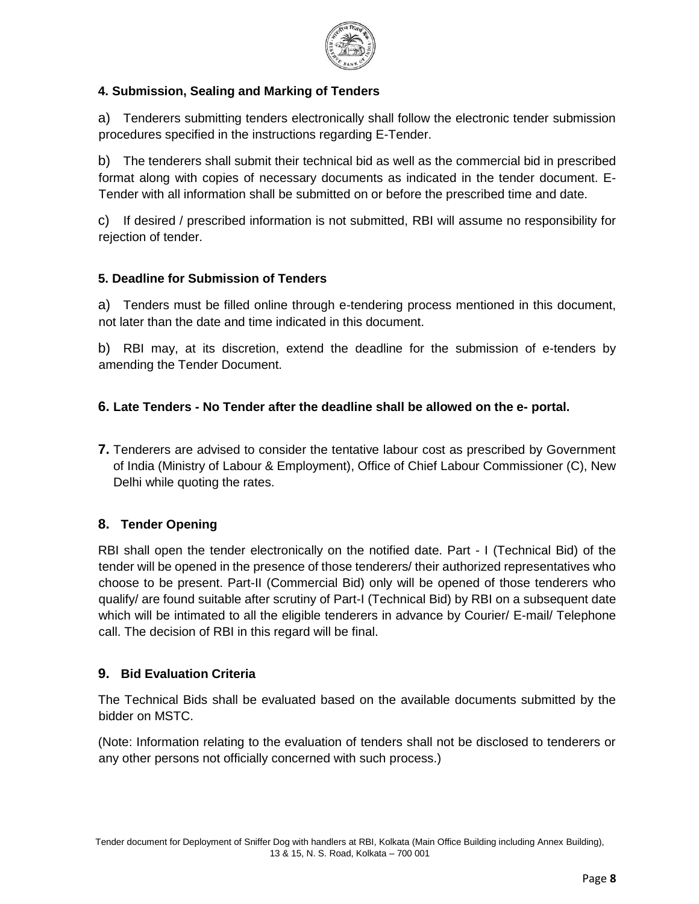### 4. Submission, Sealing and Marking of Tenders

a) Tenderers submitting tenders electronically shall follow the electronic tender submission procedures specified in the instructions regarding E-Tender.

b) The tenderers shall submit their technical bid as well as the commercial bid in prescribed format along with copies of necessary documents as indicated in the tender document. E-Tender with all information shall be submitted on or before the prescribed time and date.

c) If desired / prescribed information is not submitted, RBI will assume no responsibility for rejection of tender.

### 5. Deadline for Submission of Tenders

a) Tenders must be filled online through e-tendering process mentioned in this document, not later than the date and time indicated in this document.

b) RBI may, at its discretion, extend the deadline for the submission of e-tenders by amending the Tender Document.

### 6. Late Tenders - No Tender after the deadline shall be allowed on the e- portal.

**7.** Tenderers are advised to consider the tentative labour cost as prescribed by Government of India (Ministry of Labour & Employment), Office of Chief Labour Commissioner (C), New Delhi while quoting the rates.

### 8. Tender Opening

RBI shall open the tender electronically on the notified date. Part - I (Technical Bid) of the tender will be opened in the presence of those tenderers/ their authorized representatives who choose to be present. Part-II (Commercial Bid) only will be opened of those tenderers who qualify/ are found suitable after scrutiny of Part-I (Technical Bid) by RBI on a subsequent date which will be intimated to all the eligible tenderers in advance by Courier/ E-mail/ Telephone call. The decision of RBI in this regard will be final.

### 9. Bid Evaluation Criteria

The Technical Bids shall be evaluated based on the available documents submitted by the bidder on MSTC.

(Note: Information relating to the evaluation of tenders shall not be disclosed to tenderers or any other persons not officially concerned with such process.)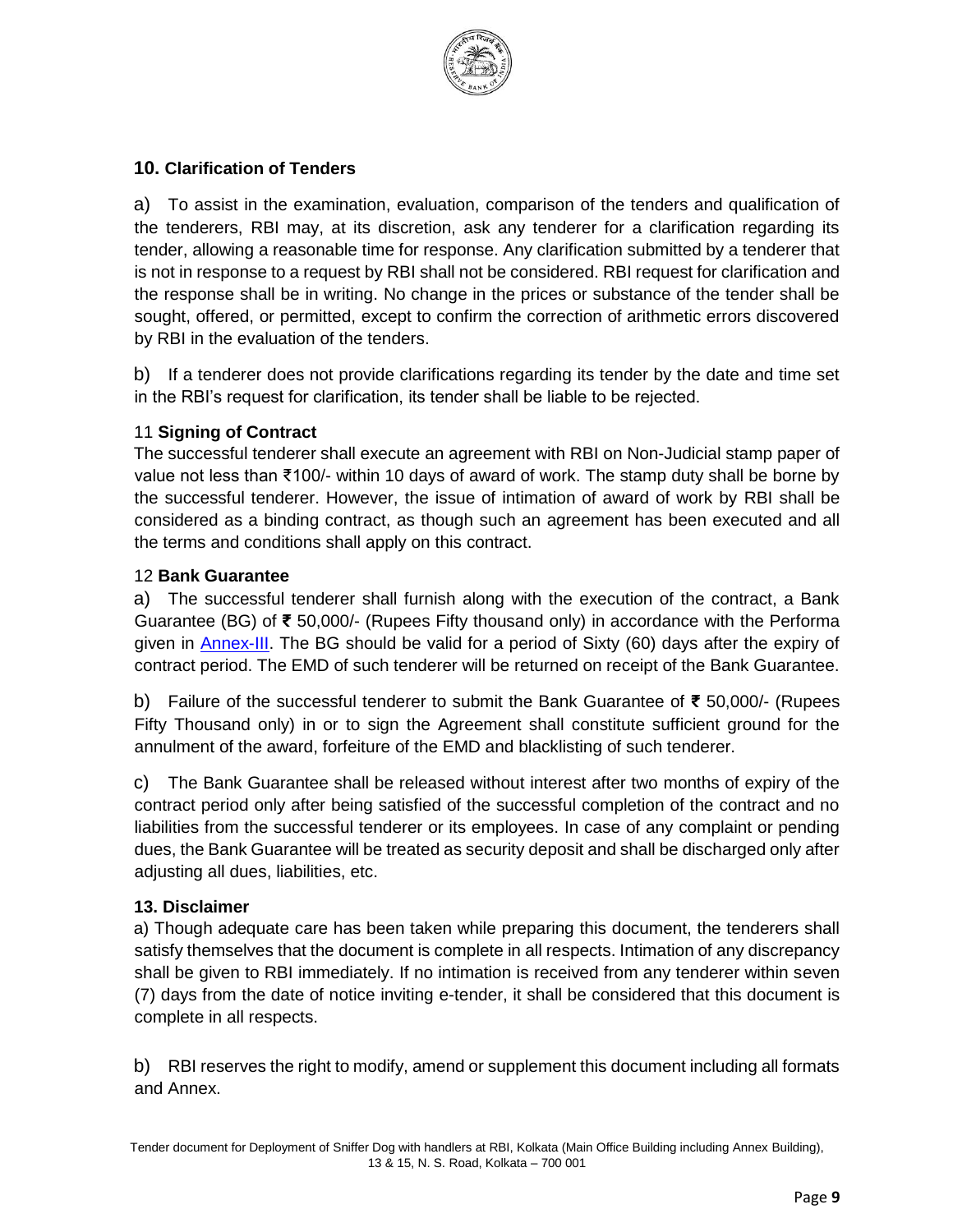## 10. Clarification of Tenders

a) To assist in the examination, evaluation, comparison of the tenders and qualification of the tenderers, RBI may, at its discretion, ask any tenderer for a clarification regarding its tender, allowing a reasonable time for response. Any clarification submitted by a tenderer that is not in response to a request by RBI shall not be considered. RBI request for clarification and the response shall be in writing. No change in the prices or substance of the tender shall be sought, offered, or permitted, except to confirm the correction of arithmetic errors discovered by RBI in the evaluation of the tenders.

b) If a tenderer does not provide clarifications regarding its tender by the date and time set in the RBI's request for clarification, its tender shall be liable to be rejected.

## 11 Signing of Contract

The successful tenderer shall execute an agreement with RBI on Non-Judicial stamp paper of value not less than ₹100/- within 10 days of award of work. The stamp duty shall be borne by the successful tenderer. However, the issue of intimation of award of work by RBI shall be considered as a binding contract, as though such an agreement has been executed and all the terms and conditions shall apply on this contract.

## 12 Bank Guarantee

a) The successful tenderer shall furnish along with the execution of the contract, a Bank Guarantee (BG) of ₹ 50,000/- (Rupees Fifty thousand only) in accordance with the Performa given in Annex-III. The BG should be valid for a period of Sixty (60) days after the expiry of contract period. The EMD of such tenderer will be returned on receipt of the Bank Guarantee.

b) Failure of the successful tenderer to submit the Bank Guarantee of ₹ 50,000/- (Rupees Fifty Thousand only) in or to sign the Agreement shall constitute sufficient ground for the annulment of the award, forfeiture of the EMD and blacklisting of such tenderer.

c) The Bank Guarantee shall be released without interest after two months of expiry of the contract period only after being satisfied of the successful completion of the contract and no liabilities from the successful tenderer or its employees. In case of any complaint or pending dues, the Bank Guarantee will be treated as security deposit and shall be discharged only after adjusting all dues, liabilities, etc.

## 13. Disclaimer

a) Though adequate care has been taken while preparing this document, the tenderers shall satisfy themselves that the document is complete in all respects. Intimation of any discrepancy shall be given to RBI immediately. If no intimation is received from any tenderer within seven (7) days from the date of notice inviting e-tender, it shall be considered that this document is complete in all respects.

b) RBI reserves the right to modify, amend or supplement this document including all formats and Annex.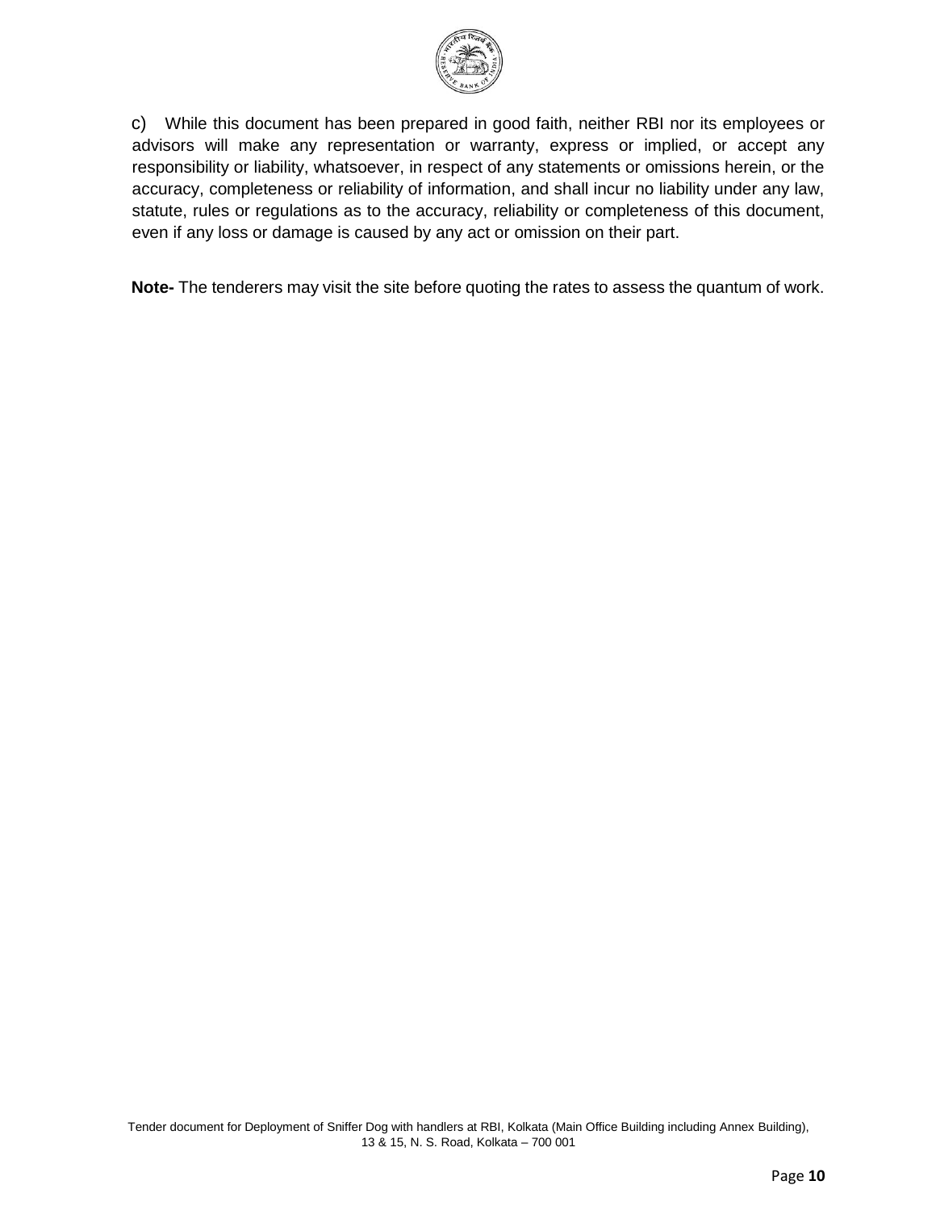c) While this document has been prepared in good faith, neither RBI nor its employees or advisors will make any representation or warranty, express or implied, or accept any responsibility or liability, whatsoever, in respect of any statements or omissions herein, or the accuracy, completeness or reliability of information, and shall incur no liability under any law, statute, rules or regulations as to the accuracy, reliability or completeness of this document, even if any loss or damage is caused by any act or omission on their part.

**Note-** The tenderers may visit the site before quoting the rates to assess the quantum of work.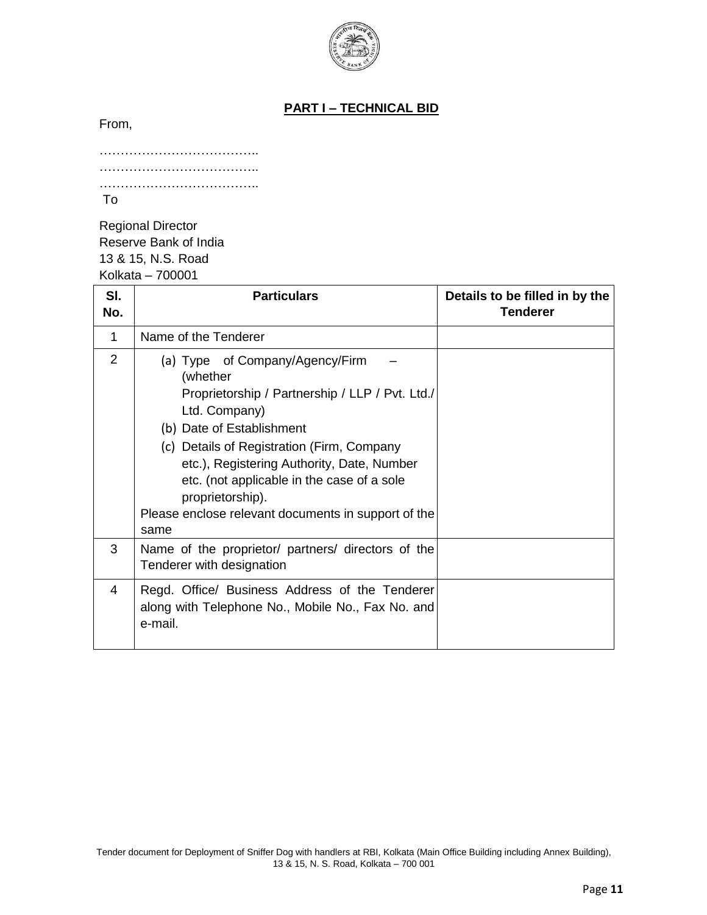## PART I – TECHNICAL BID

From,

………………………………..
………………………………..
………………………………..

To

Regional Director
Reserve Bank of India
13 & 15, N.S. Road
Kolkata – 700001

| Sl. No. | Particulars | Details to be filled in by the Tenderer |
|---|---|---|
| 1 | Name of the Tenderer | |
| 2 | (a) Type of Company/Agency/Firm – (whether Proprietorship / Partnership / LLP / Pvt. Ltd./ Ltd. Company)<br>(b) Date of Establishment<br>(c) Details of Registration (Firm, Company etc.), Registering Authority, Date, Number etc. (not applicable in the case of a sole proprietorship).<br>Please enclose relevant documents in support of the same | |
| 3 | Name of the proprietor/ partners/ directors of the Tenderer with designation | |
| 4 | Regd. Office/ Business Address of the Tenderer along with Telephone No., Mobile No., Fax No. and e-mail. | |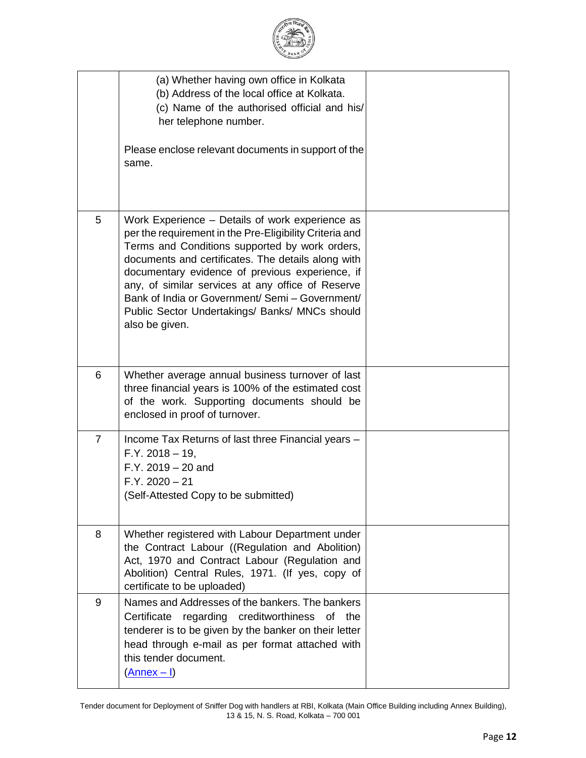| | | |
|---|---|---|
| | (a) Whether having own office in Kolkata<br>(b) Address of the local office at Kolkata.<br>(c) Name of the authorised official and his/ her telephone number.<br><br>Please enclose relevant documents in support of the same. | |
| 5 | Work Experience – Details of work experience as per the requirement in the Pre-Eligibility Criteria and Terms and Conditions supported by work orders, documents and certificates. The details along with documentary evidence of previous experience, if any, of similar services at any office of Reserve Bank of India or Government/ Semi – Government/ Public Sector Undertakings/ Banks/ MNCs should also be given. | |
| 6 | Whether average annual business turnover of last three financial years is 100% of the estimated cost of the work. Supporting documents should be enclosed in proof of turnover. | |
| 7 | Income Tax Returns of last three Financial years –<br>F.Y. 2018 – 19,<br>F.Y. 2019 – 20 and<br>F.Y. 2020 – 21<br>(Self-Attested Copy to be submitted) | |
| 8 | Whether registered with Labour Department under the Contract Labour ((Regulation and Abolition) Act, 1970 and Contract Labour (Regulation and Abolition) Central Rules, 1971. (If yes, copy of certificate to be uploaded) | |
| 9 | Names and Addresses of the bankers. The bankers Certificate regarding creditworthiness of the tenderer is to be given by the banker on their letter head through e-mail as per format attached with this tender document.<br>(Annex – I) | |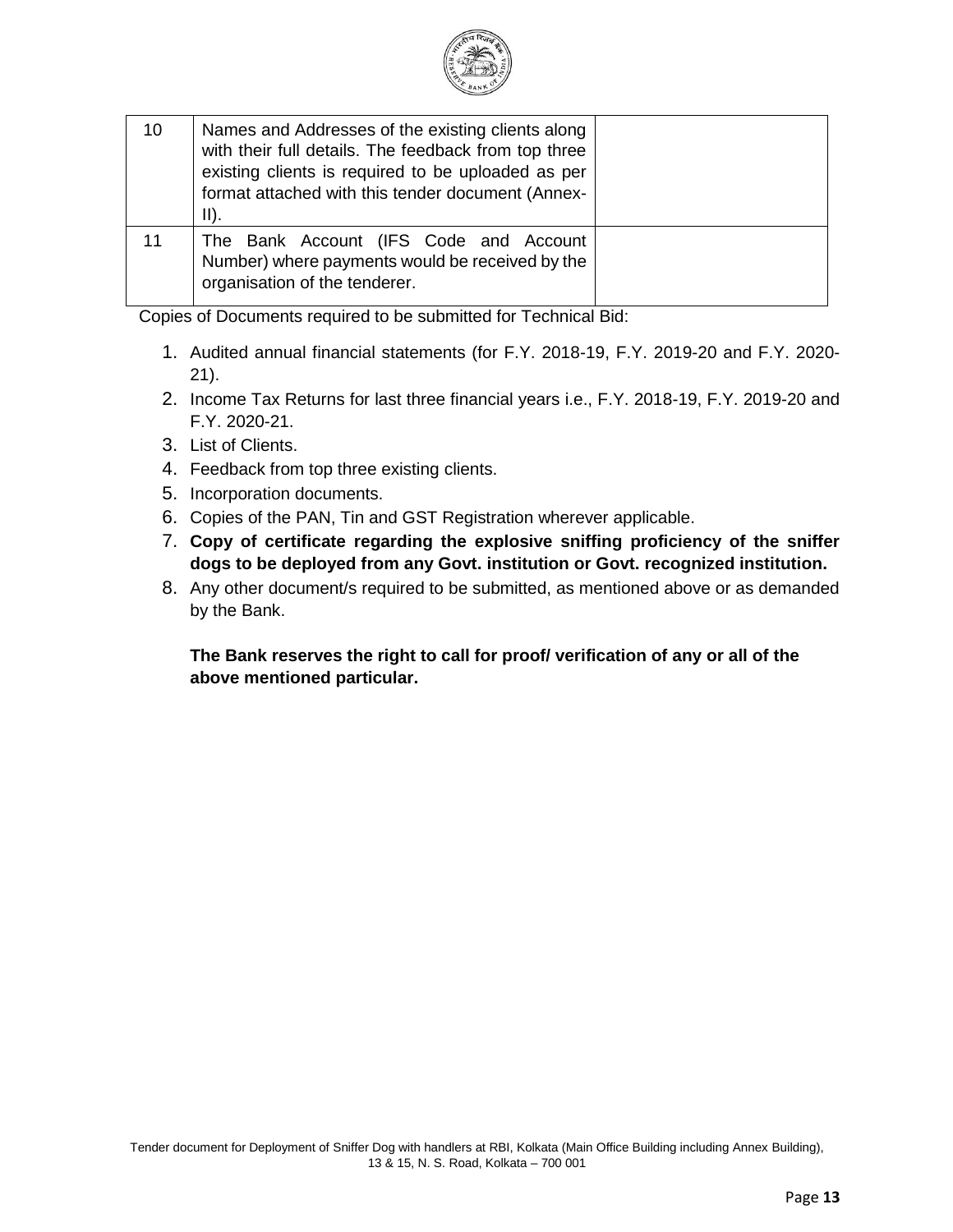| 10 | Names and Addresses of the existing clients along with their full details. The feedback from top three existing clients is required to be uploaded as per format attached with this tender document (Annex-II). | |
|---|---|---|
| 11 | The Bank Account (IFS Code and Account Number) where payments would be received by the organisation of the tenderer. | |

Copies of Documents required to be submitted for Technical Bid:

1. Audited annual financial statements (for F.Y. 2018-19, F.Y. 2019-20 and F.Y. 2020-21).
2. Income Tax Returns for last three financial years i.e., F.Y. 2018-19, F.Y. 2019-20 and F.Y. 2020-21.
3. List of Clients.
4. Feedback from top three existing clients.
5. Incorporation documents.
6. Copies of the PAN, Tin and GST Registration wherever applicable.
7. **Copy of certificate regarding the explosive sniffing proficiency of the sniffer dogs to be deployed from any Govt. institution or Govt. recognized institution.**
8. Any other document/s required to be submitted, as mentioned above or as demanded by the Bank.

**The Bank reserves the right to call for proof/ verification of any or all of the above mentioned particular.**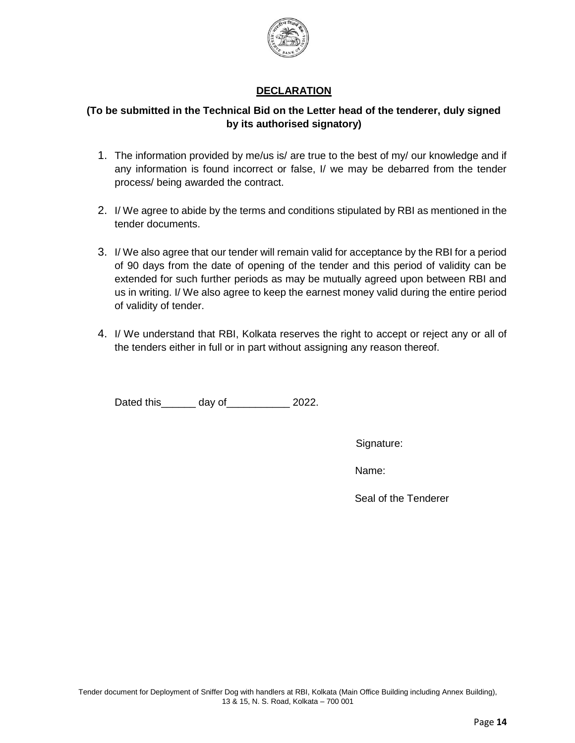## DECLARATION

**(To be submitted in the Technical Bid on the Letter head of the tenderer, duly signed by its authorised signatory)**

1. The information provided by me/us is/ are true to the best of my/ our knowledge and if any information is found incorrect or false, I/ we may be debarred from the tender process/ being awarded the contract.

2. I/ We agree to abide by the terms and conditions stipulated by RBI as mentioned in the tender documents.

3. I/ We also agree that our tender will remain valid for acceptance by the RBI for a period of 90 days from the date of opening of the tender and this period of validity can be extended for such further periods as may be mutually agreed upon between RBI and us in writing. I/ We also agree to keep the earnest money valid during the entire period of validity of tender.

4. I/ We understand that RBI, Kolkata reserves the right to accept or reject any or all of the tenders either in full or in part without assigning any reason thereof.

Dated this______ day of___________ 2022.

Signature:

Name:

Seal of the Tenderer

Tender document for Deployment of Sniffer Dog with handlers at RBI, Kolkata (Main Office Building including Annex Building), 13 & 15, N. S. Road, Kolkata – 700 001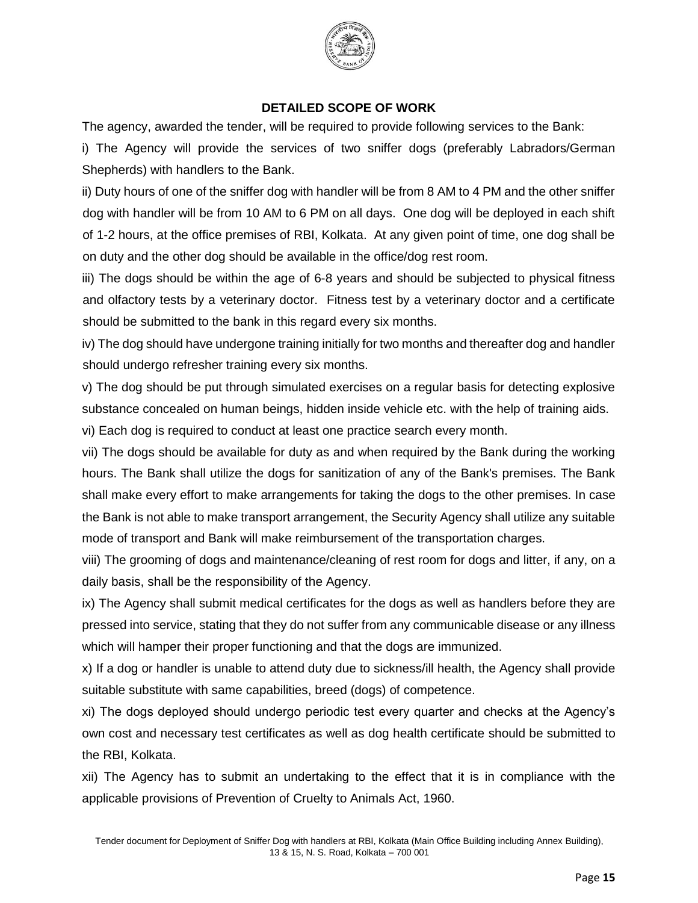## DETAILED SCOPE OF WORK

The agency, awarded the tender, will be required to provide following services to the Bank:

i) The Agency will provide the services of two sniffer dogs (preferably Labradors/German Shepherds) with handlers to the Bank.

ii) Duty hours of one of the sniffer dog with handler will be from 8 AM to 4 PM and the other sniffer dog with handler will be from 10 AM to 6 PM on all days. One dog will be deployed in each shift of 1-2 hours, at the office premises of RBI, Kolkata. At any given point of time, one dog shall be on duty and the other dog should be available in the office/dog rest room.

iii) The dogs should be within the age of 6-8 years and should be subjected to physical fitness and olfactory tests by a veterinary doctor. Fitness test by a veterinary doctor and a certificate should be submitted to the bank in this regard every six months.

iv) The dog should have undergone training initially for two months and thereafter dog and handler should undergo refresher training every six months.

v) The dog should be put through simulated exercises on a regular basis for detecting explosive substance concealed on human beings, hidden inside vehicle etc. with the help of training aids.

vi) Each dog is required to conduct at least one practice search every month.

vii) The dogs should be available for duty as and when required by the Bank during the working hours. The Bank shall utilize the dogs for sanitization of any of the Bank's premises. The Bank shall make every effort to make arrangements for taking the dogs to the other premises. In case the Bank is not able to make transport arrangement, the Security Agency shall utilize any suitable mode of transport and Bank will make reimbursement of the transportation charges.

viii) The grooming of dogs and maintenance/cleaning of rest room for dogs and litter, if any, on a daily basis, shall be the responsibility of the Agency.

ix) The Agency shall submit medical certificates for the dogs as well as handlers before they are pressed into service, stating that they do not suffer from any communicable disease or any illness which will hamper their proper functioning and that the dogs are immunized.

x) If a dog or handler is unable to attend duty due to sickness/ill health, the Agency shall provide suitable substitute with same capabilities, breed (dogs) of competence.

xi) The dogs deployed should undergo periodic test every quarter and checks at the Agency's own cost and necessary test certificates as well as dog health certificate should be submitted to the RBI, Kolkata.

xii) The Agency has to submit an undertaking to the effect that it is in compliance with the applicable provisions of Prevention of Cruelty to Animals Act, 1960.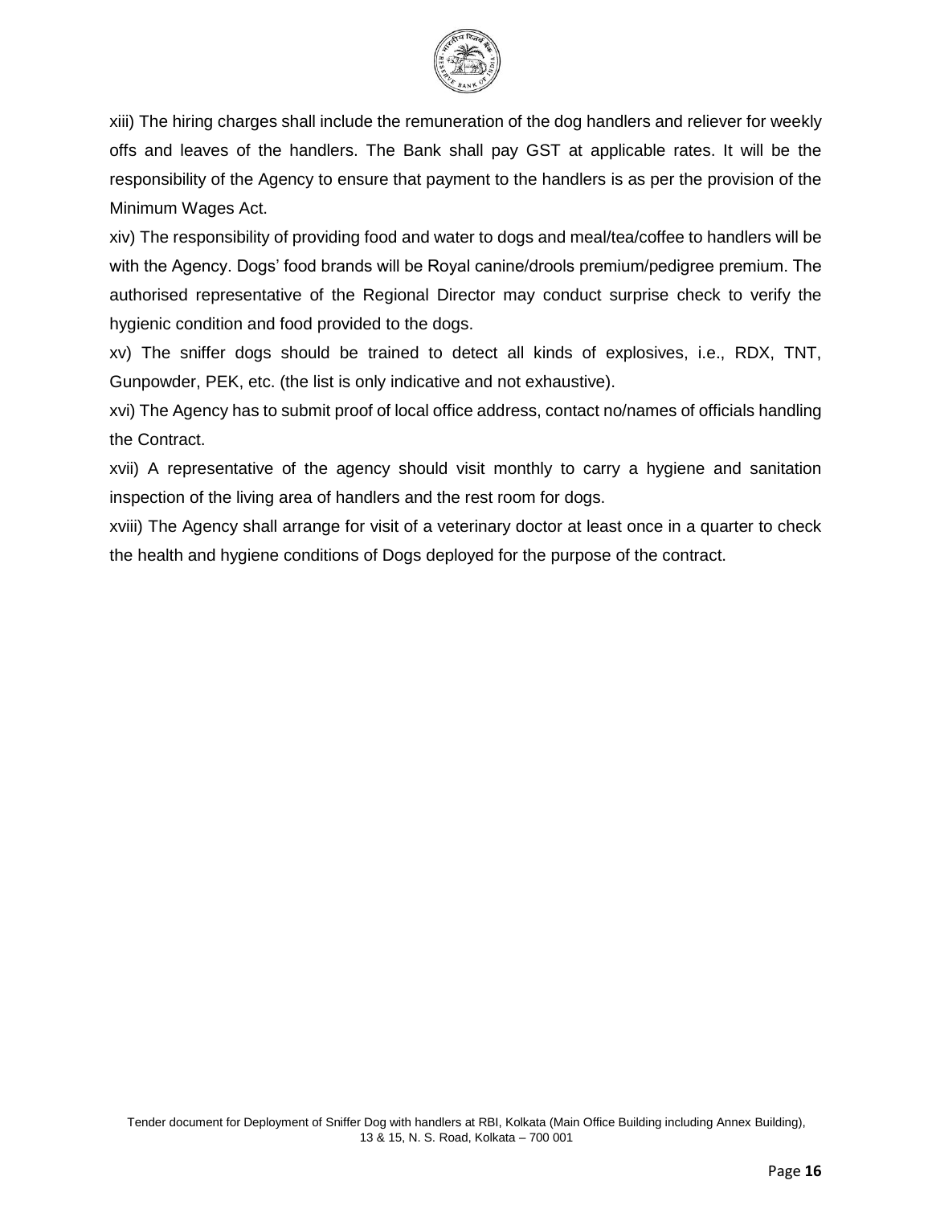xiii) The hiring charges shall include the remuneration of the dog handlers and reliever for weekly offs and leaves of the handlers. The Bank shall pay GST at applicable rates. It will be the responsibility of the Agency to ensure that payment to the handlers is as per the provision of the Minimum Wages Act.

xiv) The responsibility of providing food and water to dogs and meal/tea/coffee to handlers will be with the Agency. Dogs' food brands will be Royal canine/drools premium/pedigree premium. The authorised representative of the Regional Director may conduct surprise check to verify the hygienic condition and food provided to the dogs.

xv) The sniffer dogs should be trained to detect all kinds of explosives, i.e., RDX, TNT, Gunpowder, PEK, etc. (the list is only indicative and not exhaustive).

xvi) The Agency has to submit proof of local office address, contact no/names of officials handling the Contract.

xvii) A representative of the agency should visit monthly to carry a hygiene and sanitation inspection of the living area of handlers and the rest room for dogs.

xviii) The Agency shall arrange for visit of a veterinary doctor at least once in a quarter to check the health and hygiene conditions of Dogs deployed for the purpose of the contract.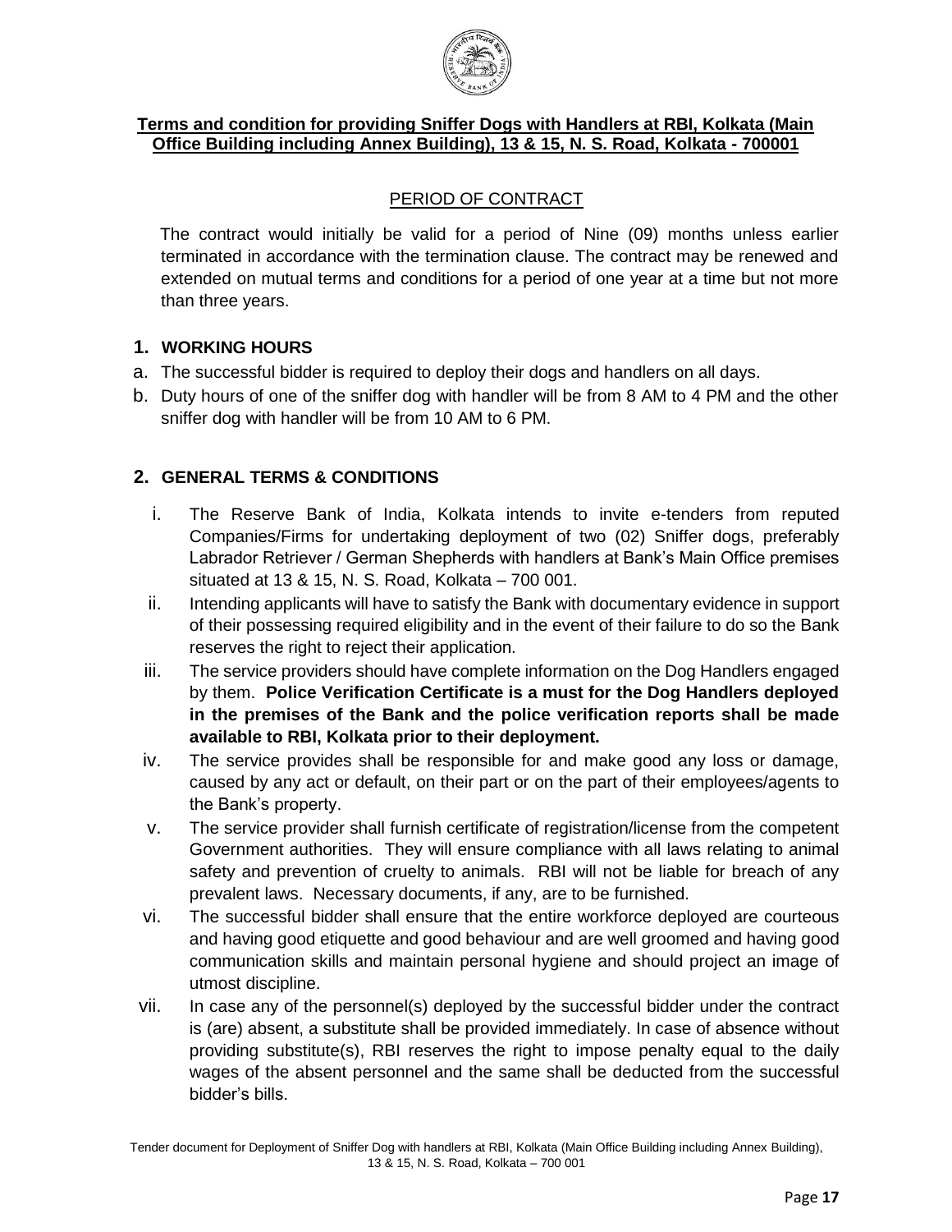**Terms and condition for providing Sniffer Dogs with Handlers at RBI, Kolkata (Main Office Building including Annex Building), 13 & 15, N. S. Road, Kolkata - 700001**

PERIOD OF CONTRACT

The contract would initially be valid for a period of Nine (09) months unless earlier terminated in accordance with the termination clause. The contract may be renewed and extended on mutual terms and conditions for a period of one year at a time but not more than three years.

## 1. WORKING HOURS

a. The successful bidder is required to deploy their dogs and handlers on all days.

b. Duty hours of one of the sniffer dog with handler will be from 8 AM to 4 PM and the other sniffer dog with handler will be from 10 AM to 6 PM.

## 2. GENERAL TERMS & CONDITIONS

i. The Reserve Bank of India, Kolkata intends to invite e-tenders from reputed Companies/Firms for undertaking deployment of two (02) Sniffer dogs, preferably Labrador Retriever / German Shepherds with handlers at Bank's Main Office premises situated at 13 & 15, N. S. Road, Kolkata – 700 001.

ii. Intending applicants will have to satisfy the Bank with documentary evidence in support of their possessing required eligibility and in the event of their failure to do so the Bank reserves the right to reject their application.

iii. The service providers should have complete information on the Dog Handlers engaged by them. **Police Verification Certificate is a must for the Dog Handlers deployed in the premises of the Bank and the police verification reports shall be made available to RBI, Kolkata prior to their deployment.**

iv. The service provides shall be responsible for and make good any loss or damage, caused by any act or default, on their part or on the part of their employees/agents to the Bank's property.

v. The service provider shall furnish certificate of registration/license from the competent Government authorities. They will ensure compliance with all laws relating to animal safety and prevention of cruelty to animals. RBI will not be liable for breach of any prevalent laws. Necessary documents, if any, are to be furnished.

vi. The successful bidder shall ensure that the entire workforce deployed are courteous and having good etiquette and good behaviour and are well groomed and having good communication skills and maintain personal hygiene and should project an image of utmost discipline.

vii. In case any of the personnel(s) deployed by the successful bidder under the contract is (are) absent, a substitute shall be provided immediately. In case of absence without providing substitute(s), RBI reserves the right to impose penalty equal to the daily wages of the absent personnel and the same shall be deducted from the successful bidder's bills.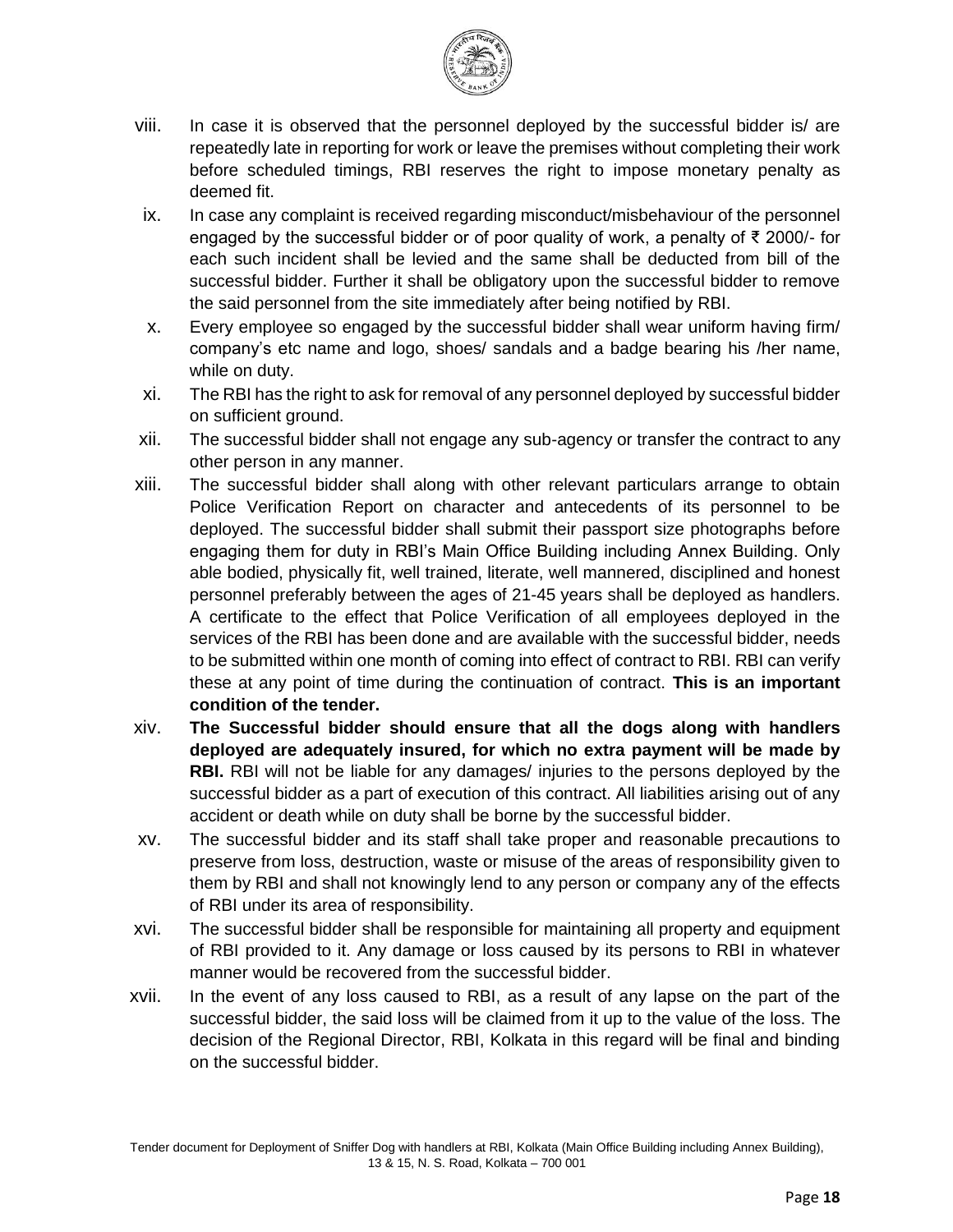viii. In case it is observed that the personnel deployed by the successful bidder is/ are repeatedly late in reporting for work or leave the premises without completing their work before scheduled timings, RBI reserves the right to impose monetary penalty as deemed fit.

ix. In case any complaint is received regarding misconduct/misbehaviour of the personnel engaged by the successful bidder or of poor quality of work, a penalty of ₹ 2000/- for each such incident shall be levied and the same shall be deducted from bill of the successful bidder. Further it shall be obligatory upon the successful bidder to remove the said personnel from the site immediately after being notified by RBI.

x. Every employee so engaged by the successful bidder shall wear uniform having firm/ company's etc name and logo, shoes/ sandals and a badge bearing his /her name, while on duty.

xi. The RBI has the right to ask for removal of any personnel deployed by successful bidder on sufficient ground.

xii. The successful bidder shall not engage any sub-agency or transfer the contract to any other person in any manner.

xiii. The successful bidder shall along with other relevant particulars arrange to obtain Police Verification Report on character and antecedents of its personnel to be deployed. The successful bidder shall submit their passport size photographs before engaging them for duty in RBI's Main Office Building including Annex Building. Only able bodied, physically fit, well trained, literate, well mannered, disciplined and honest personnel preferably between the ages of 21-45 years shall be deployed as handlers. A certificate to the effect that Police Verification of all employees deployed in the services of the RBI has been done and are available with the successful bidder, needs to be submitted within one month of coming into effect of contract to RBI. RBI can verify these at any point of time during the continuation of contract. **This is an important condition of the tender.**

xiv. **The Successful bidder should ensure that all the dogs along with handlers deployed are adequately insured, for which no extra payment will be made by RBI.** RBI will not be liable for any damages/ injuries to the persons deployed by the successful bidder as a part of execution of this contract. All liabilities arising out of any accident or death while on duty shall be borne by the successful bidder.

xv. The successful bidder and its staff shall take proper and reasonable precautions to preserve from loss, destruction, waste or misuse of the areas of responsibility given to them by RBI and shall not knowingly lend to any person or company any of the effects of RBI under its area of responsibility.

xvi. The successful bidder shall be responsible for maintaining all property and equipment of RBI provided to it. Any damage or loss caused by its persons to RBI in whatever manner would be recovered from the successful bidder.

xvii. In the event of any loss caused to RBI, as a result of any lapse on the part of the successful bidder, the said loss will be claimed from it up to the value of the loss. The decision of the Regional Director, RBI, Kolkata in this regard will be final and binding on the successful bidder.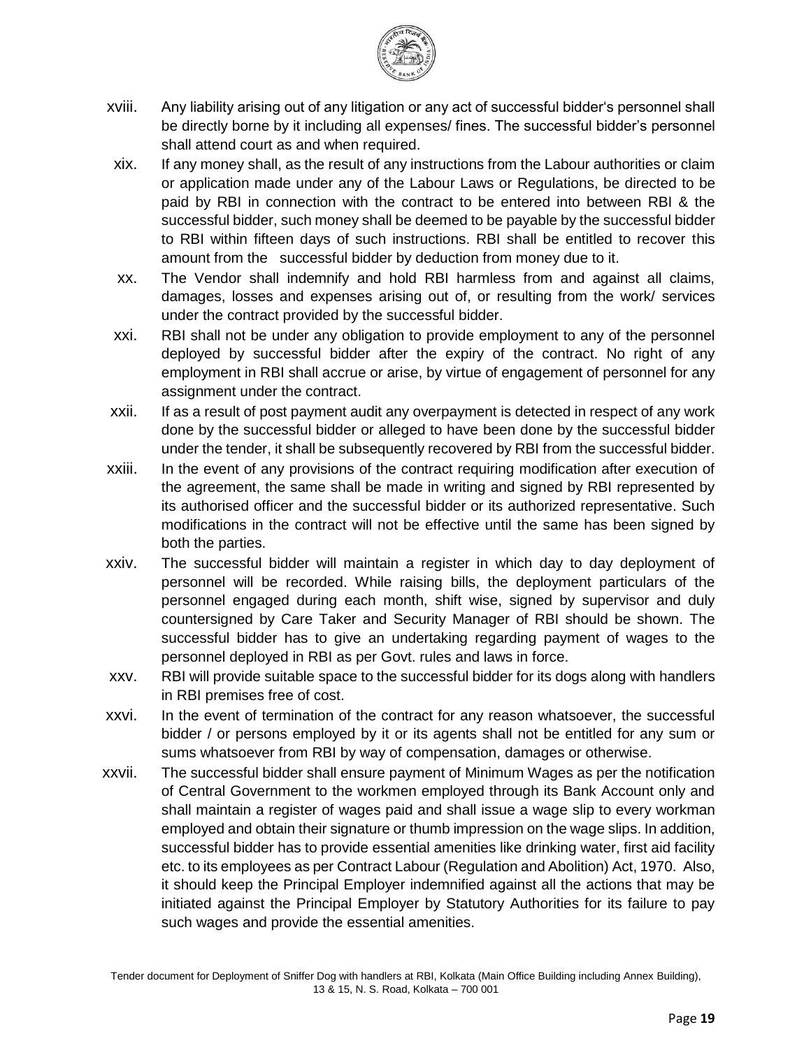xviii. Any liability arising out of any litigation or any act of successful bidder's personnel shall be directly borne by it including all expenses/ fines. The successful bidder's personnel shall attend court as and when required.

xix. If any money shall, as the result of any instructions from the Labour authorities or claim or application made under any of the Labour Laws or Regulations, be directed to be paid by RBI in connection with the contract to be entered into between RBI & the successful bidder, such money shall be deemed to be payable by the successful bidder to RBI within fifteen days of such instructions. RBI shall be entitled to recover this amount from the successful bidder by deduction from money due to it.

xx. The Vendor shall indemnify and hold RBI harmless from and against all claims, damages, losses and expenses arising out of, or resulting from the work/ services under the contract provided by the successful bidder.

xxi. RBI shall not be under any obligation to provide employment to any of the personnel deployed by successful bidder after the expiry of the contract. No right of any employment in RBI shall accrue or arise, by virtue of engagement of personnel for any assignment under the contract.

xxii. If as a result of post payment audit any overpayment is detected in respect of any work done by the successful bidder or alleged to have been done by the successful bidder under the tender, it shall be subsequently recovered by RBI from the successful bidder.

xxiii. In the event of any provisions of the contract requiring modification after execution of the agreement, the same shall be made in writing and signed by RBI represented by its authorised officer and the successful bidder or its authorized representative. Such modifications in the contract will not be effective until the same has been signed by both the parties.

xxiv. The successful bidder will maintain a register in which day to day deployment of personnel will be recorded. While raising bills, the deployment particulars of the personnel engaged during each month, shift wise, signed by supervisor and duly countersigned by Care Taker and Security Manager of RBI should be shown. The successful bidder has to give an undertaking regarding payment of wages to the personnel deployed in RBI as per Govt. rules and laws in force.

xxv. RBI will provide suitable space to the successful bidder for its dogs along with handlers in RBI premises free of cost.

xxvi. In the event of termination of the contract for any reason whatsoever, the successful bidder / or persons employed by it or its agents shall not be entitled for any sum or sums whatsoever from RBI by way of compensation, damages or otherwise.

xxvii. The successful bidder shall ensure payment of Minimum Wages as per the notification of Central Government to the workmen employed through its Bank Account only and shall maintain a register of wages paid and shall issue a wage slip to every workman employed and obtain their signature or thumb impression on the wage slips. In addition, successful bidder has to provide essential amenities like drinking water, first aid facility etc. to its employees as per Contract Labour (Regulation and Abolition) Act, 1970. Also, it should keep the Principal Employer indemnified against all the actions that may be initiated against the Principal Employer by Statutory Authorities for its failure to pay such wages and provide the essential amenities.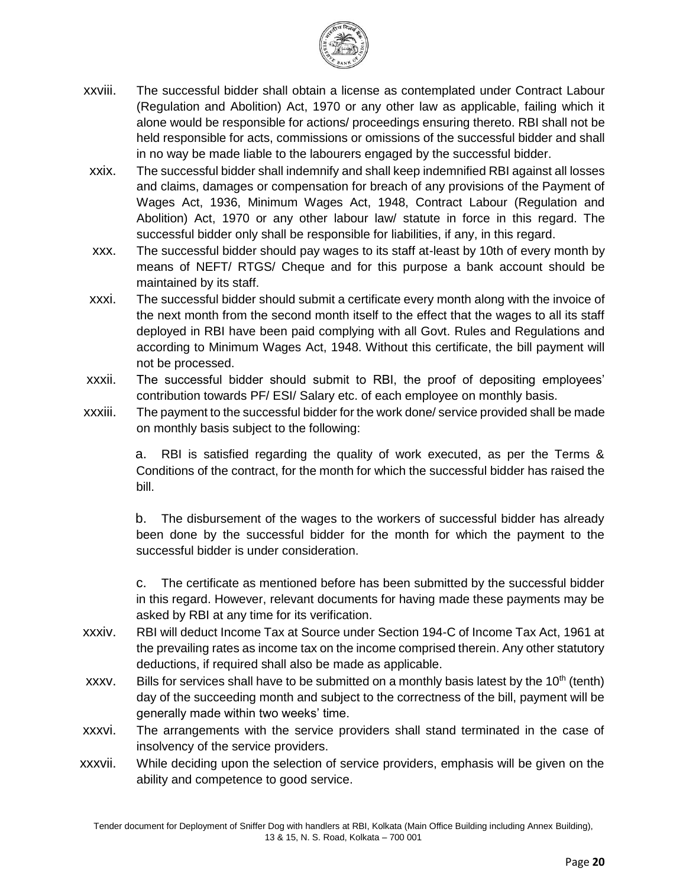xxviii. The successful bidder shall obtain a license as contemplated under Contract Labour (Regulation and Abolition) Act, 1970 or any other law as applicable, failing which it alone would be responsible for actions/ proceedings ensuring thereto. RBI shall not be held responsible for acts, commissions or omissions of the successful bidder and shall in no way be made liable to the labourers engaged by the successful bidder.

xxix. The successful bidder shall indemnify and shall keep indemnified RBI against all losses and claims, damages or compensation for breach of any provisions of the Payment of Wages Act, 1936, Minimum Wages Act, 1948, Contract Labour (Regulation and Abolition) Act, 1970 or any other labour law/ statute in force in this regard. The successful bidder only shall be responsible for liabilities, if any, in this regard.

xxx. The successful bidder should pay wages to its staff at-least by 10th of every month by means of NEFT/ RTGS/ Cheque and for this purpose a bank account should be maintained by its staff.

xxxi. The successful bidder should submit a certificate every month along with the invoice of the next month from the second month itself to the effect that the wages to all its staff deployed in RBI have been paid complying with all Govt. Rules and Regulations and according to Minimum Wages Act, 1948. Without this certificate, the bill payment will not be processed.

xxxii. The successful bidder should submit to RBI, the proof of depositing employees' contribution towards PF/ ESI/ Salary etc. of each employee on monthly basis.

xxxiii. The payment to the successful bidder for the work done/ service provided shall be made on monthly basis subject to the following:

a. RBI is satisfied regarding the quality of work executed, as per the Terms & Conditions of the contract, for the month for which the successful bidder has raised the bill.

b. The disbursement of the wages to the workers of successful bidder has already been done by the successful bidder for the month for which the payment to the successful bidder is under consideration.

c. The certificate as mentioned before has been submitted by the successful bidder in this regard. However, relevant documents for having made these payments may be asked by RBI at any time for its verification.

xxxiv. RBI will deduct Income Tax at Source under Section 194-C of Income Tax Act, 1961 at the prevailing rates as income tax on the income comprised therein. Any other statutory deductions, if required shall also be made as applicable.

xxxv. Bills for services shall have to be submitted on a monthly basis latest by the 10th (tenth) day of the succeeding month and subject to the correctness of the bill, payment will be generally made within two weeks' time.

xxxvi. The arrangements with the service providers shall stand terminated in the case of insolvency of the service providers.

xxxvii. While deciding upon the selection of service providers, emphasis will be given on the ability and competence to good service.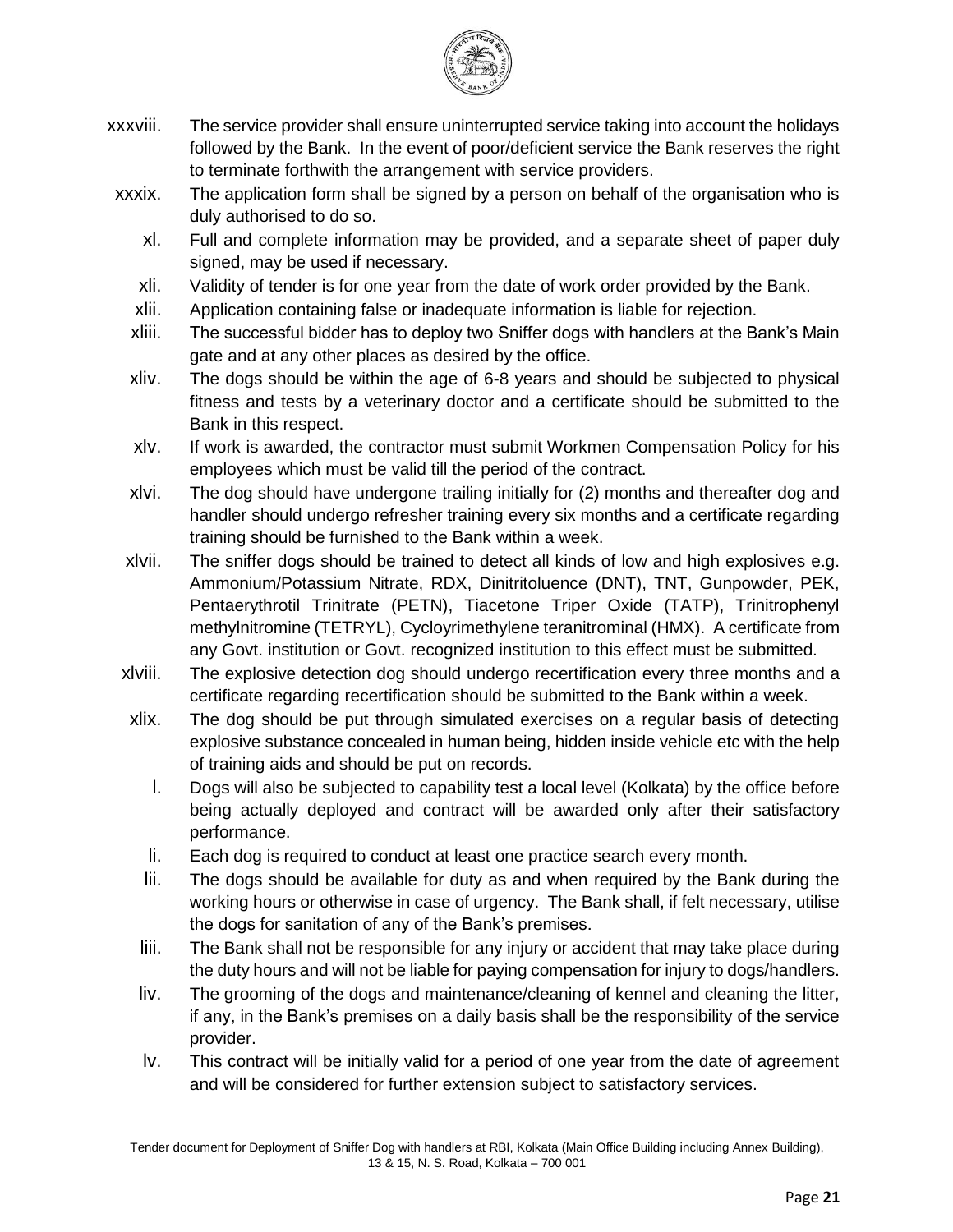xxxviii. The service provider shall ensure uninterrupted service taking into account the holidays followed by the Bank. In the event of poor/deficient service the Bank reserves the right to terminate forthwith the arrangement with service providers.

xxxix. The application form shall be signed by a person on behalf of the organisation who is duly authorised to do so.

xl. Full and complete information may be provided, and a separate sheet of paper duly signed, may be used if necessary.

xli. Validity of tender is for one year from the date of work order provided by the Bank.

xlii. Application containing false or inadequate information is liable for rejection.

xliii. The successful bidder has to deploy two Sniffer dogs with handlers at the Bank's Main gate and at any other places as desired by the office.

xliv. The dogs should be within the age of 6-8 years and should be subjected to physical fitness and tests by a veterinary doctor and a certificate should be submitted to the Bank in this respect.

xlv. If work is awarded, the contractor must submit Workmen Compensation Policy for his employees which must be valid till the period of the contract.

xlvi. The dog should have undergone trailing initially for (2) months and thereafter dog and handler should undergo refresher training every six months and a certificate regarding training should be furnished to the Bank within a week.

xlvii. The sniffer dogs should be trained to detect all kinds of low and high explosives e.g. Ammonium/Potassium Nitrate, RDX, Dinitritoluence (DNT), TNT, Gunpowder, PEK, Pentaerythrotil Trinitrate (PETN), Tiacetone Triper Oxide (TATP), Trinitrophenyl methylnitromine (TETRYL), Cycloyrimethylene teranitrominal (HMX). A certificate from any Govt. institution or Govt. recognized institution to this effect must be submitted.

xlviii. The explosive detection dog should undergo recertification every three months and a certificate regarding recertification should be submitted to the Bank within a week.

xlix. The dog should be put through simulated exercises on a regular basis of detecting explosive substance concealed in human being, hidden inside vehicle etc with the help of training aids and should be put on records.

l. Dogs will also be subjected to capability test a local level (Kolkata) by the office before being actually deployed and contract will be awarded only after their satisfactory performance.

li. Each dog is required to conduct at least one practice search every month.

lii. The dogs should be available for duty as and when required by the Bank during the working hours or otherwise in case of urgency. The Bank shall, if felt necessary, utilise the dogs for sanitation of any of the Bank's premises.

liii. The Bank shall not be responsible for any injury or accident that may take place during the duty hours and will not be liable for paying compensation for injury to dogs/handlers.

liv. The grooming of the dogs and maintenance/cleaning of kennel and cleaning the litter, if any, in the Bank's premises on a daily basis shall be the responsibility of the service provider.

lv. This contract will be initially valid for a period of one year from the date of agreement and will be considered for further extension subject to satisfactory services.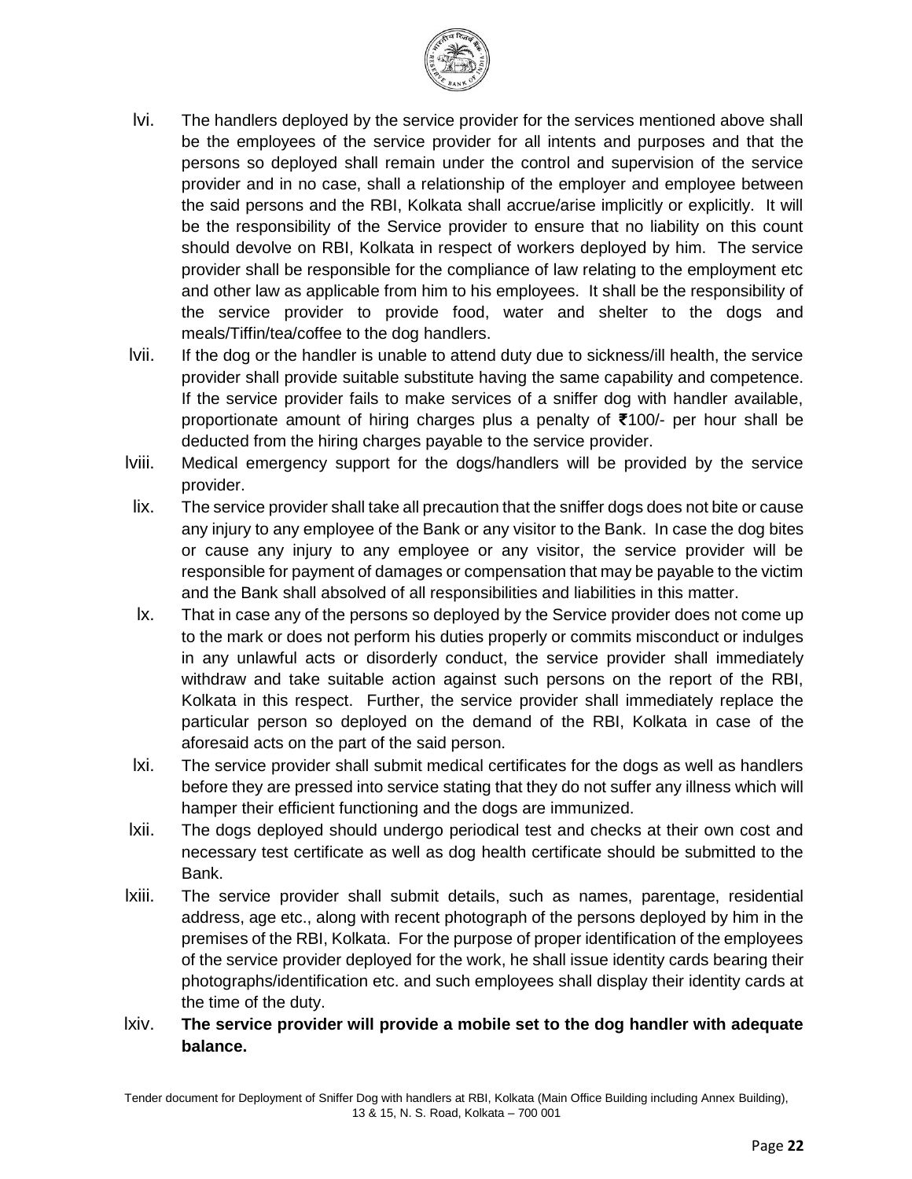lvi. The handlers deployed by the service provider for the services mentioned above shall be the employees of the service provider for all intents and purposes and that the persons so deployed shall remain under the control and supervision of the service provider and in no case, shall a relationship of the employer and employee between the said persons and the RBI, Kolkata shall accrue/arise implicitly or explicitly. It will be the responsibility of the Service provider to ensure that no liability on this count should devolve on RBI, Kolkata in respect of workers deployed by him. The service provider shall be responsible for the compliance of law relating to the employment etc and other law as applicable from him to his employees. It shall be the responsibility of the service provider to provide food, water and shelter to the dogs and meals/Tiffin/tea/coffee to the dog handlers.

lvii. If the dog or the handler is unable to attend duty due to sickness/ill health, the service provider shall provide suitable substitute having the same capability and competence. If the service provider fails to make services of a sniffer dog with handler available, proportionate amount of hiring charges plus a penalty of ₹100/- per hour shall be deducted from the hiring charges payable to the service provider.

lviii. Medical emergency support for the dogs/handlers will be provided by the service provider.

lix. The service provider shall take all precaution that the sniffer dogs does not bite or cause any injury to any employee of the Bank or any visitor to the Bank. In case the dog bites or cause any injury to any employee or any visitor, the service provider will be responsible for payment of damages or compensation that may be payable to the victim and the Bank shall absolved of all responsibilities and liabilities in this matter.

lx. That in case any of the persons so deployed by the Service provider does not come up to the mark or does not perform his duties properly or commits misconduct or indulges in any unlawful acts or disorderly conduct, the service provider shall immediately withdraw and take suitable action against such persons on the report of the RBI, Kolkata in this respect. Further, the service provider shall immediately replace the particular person so deployed on the demand of the RBI, Kolkata in case of the aforesaid acts on the part of the said person.

lxi. The service provider shall submit medical certificates for the dogs as well as handlers before they are pressed into service stating that they do not suffer any illness which will hamper their efficient functioning and the dogs are immunized.

lxii. The dogs deployed should undergo periodical test and checks at their own cost and necessary test certificate as well as dog health certificate should be submitted to the Bank.

lxiii. The service provider shall submit details, such as names, parentage, residential address, age etc., along with recent photograph of the persons deployed by him in the premises of the RBI, Kolkata. For the purpose of proper identification of the employees of the service provider deployed for the work, he shall issue identity cards bearing their photographs/identification etc. and such employees shall display their identity cards at the time of the duty.

lxiv. **The service provider will provide a mobile set to the dog handler with adequate balance.**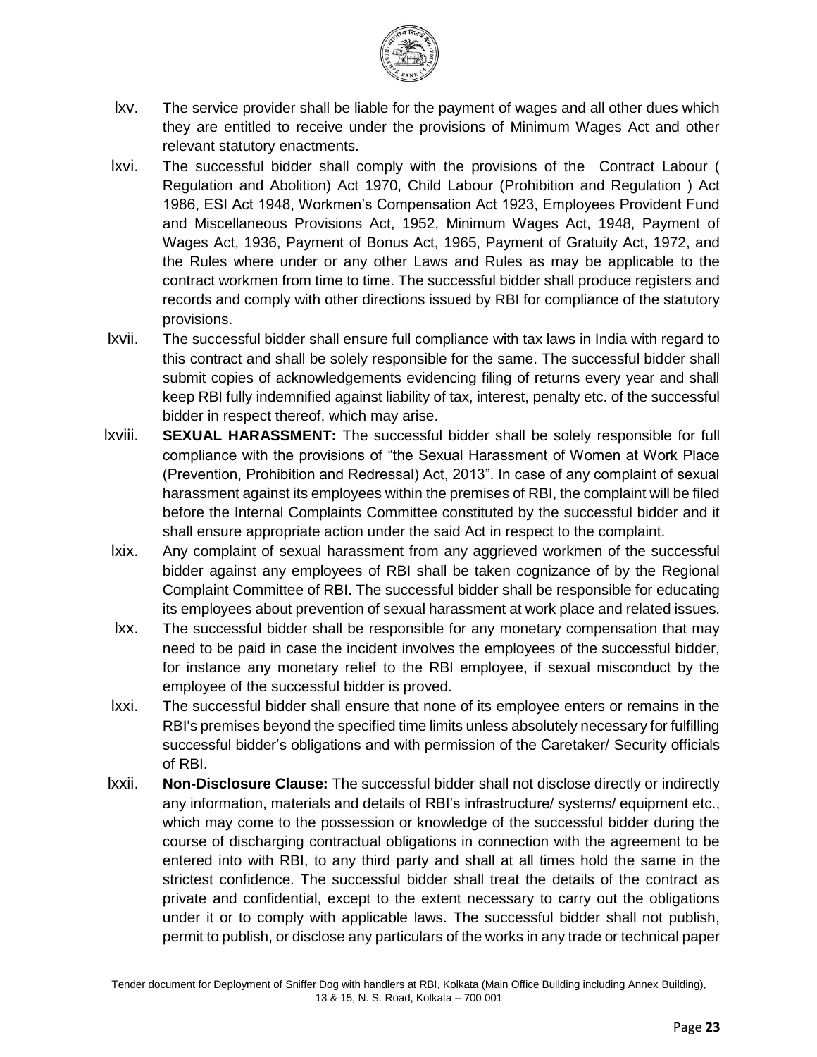lxv. The service provider shall be liable for the payment of wages and all other dues which they are entitled to receive under the provisions of Minimum Wages Act and other relevant statutory enactments.

lxvi. The successful bidder shall comply with the provisions of the Contract Labour ( Regulation and Abolition) Act 1970, Child Labour (Prohibition and Regulation ) Act 1986, ESI Act 1948, Workmen's Compensation Act 1923, Employees Provident Fund and Miscellaneous Provisions Act, 1952, Minimum Wages Act, 1948, Payment of Wages Act, 1936, Payment of Bonus Act, 1965, Payment of Gratuity Act, 1972, and the Rules where under or any other Laws and Rules as may be applicable to the contract workmen from time to time. The successful bidder shall produce registers and records and comply with other directions issued by RBI for compliance of the statutory provisions.

lxvii. The successful bidder shall ensure full compliance with tax laws in India with regard to this contract and shall be solely responsible for the same. The successful bidder shall submit copies of acknowledgements evidencing filing of returns every year and shall keep RBI fully indemnified against liability of tax, interest, penalty etc. of the successful bidder in respect thereof, which may arise.

lxviii. **SEXUAL HARASSMENT:** The successful bidder shall be solely responsible for full compliance with the provisions of "the Sexual Harassment of Women at Work Place (Prevention, Prohibition and Redressal) Act, 2013". In case of any complaint of sexual harassment against its employees within the premises of RBI, the complaint will be filed before the Internal Complaints Committee constituted by the successful bidder and it shall ensure appropriate action under the said Act in respect to the complaint.

lxix. Any complaint of sexual harassment from any aggrieved workmen of the successful bidder against any employees of RBI shall be taken cognizance of by the Regional Complaint Committee of RBI. The successful bidder shall be responsible for educating its employees about prevention of sexual harassment at work place and related issues.

lxx. The successful bidder shall be responsible for any monetary compensation that may need to be paid in case the incident involves the employees of the successful bidder, for instance any monetary relief to the RBI employee, if sexual misconduct by the employee of the successful bidder is proved.

lxxi. The successful bidder shall ensure that none of its employee enters or remains in the RBI's premises beyond the specified time limits unless absolutely necessary for fulfilling successful bidder's obligations and with permission of the Caretaker/ Security officials of RBI.

lxxii. **Non-Disclosure Clause:** The successful bidder shall not disclose directly or indirectly any information, materials and details of RBI's infrastructure/ systems/ equipment etc., which may come to the possession or knowledge of the successful bidder during the course of discharging contractual obligations in connection with the agreement to be entered into with RBI, to any third party and shall at all times hold the same in the strictest confidence. The successful bidder shall treat the details of the contract as private and confidential, except to the extent necessary to carry out the obligations under it or to comply with applicable laws. The successful bidder shall not publish, permit to publish, or disclose any particulars of the works in any trade or technical paper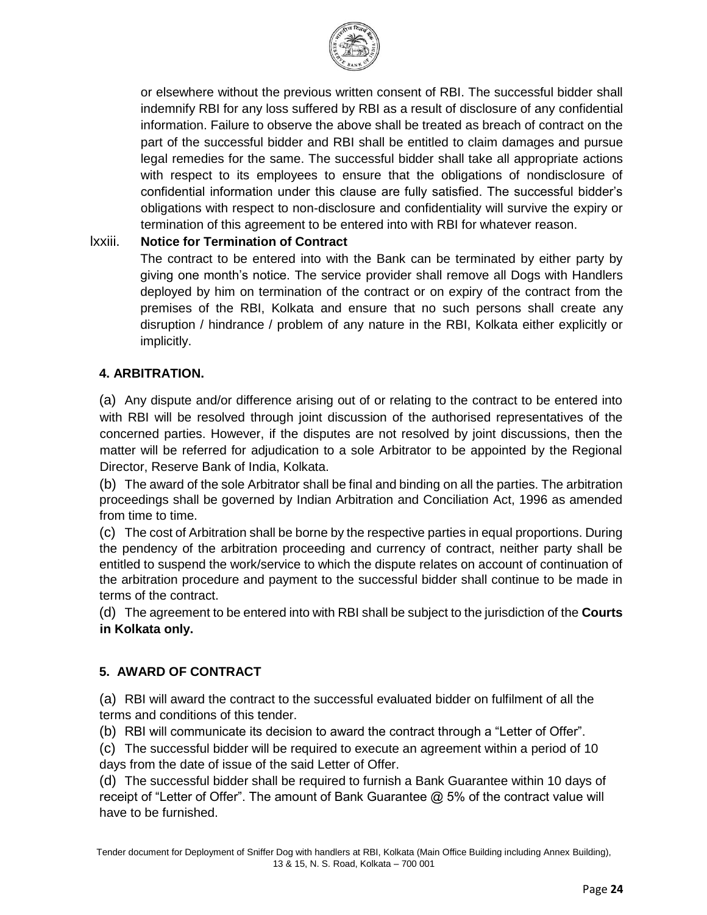or elsewhere without the previous written consent of RBI. The successful bidder shall indemnify RBI for any loss suffered by RBI as a result of disclosure of any confidential information. Failure to observe the above shall be treated as breach of contract on the part of the successful bidder and RBI shall be entitled to claim damages and pursue legal remedies for the same. The successful bidder shall take all appropriate actions with respect to its employees to ensure that the obligations of nondisclosure of confidential information under this clause are fully satisfied. The successful bidder's obligations with respect to non-disclosure and confidentiality will survive the expiry or termination of this agreement to be entered into with RBI for whatever reason.

lxxiii. **Notice for Termination of Contract**

The contract to be entered into with the Bank can be terminated by either party by giving one month's notice. The service provider shall remove all Dogs with Handlers deployed by him on termination of the contract or on expiry of the contract from the premises of the RBI, Kolkata and ensure that no such persons shall create any disruption / hindrance / problem of any nature in the RBI, Kolkata either explicitly or implicitly.

## 4. ARBITRATION.

(a) Any dispute and/or difference arising out of or relating to the contract to be entered into with RBI will be resolved through joint discussion of the authorised representatives of the concerned parties. However, if the disputes are not resolved by joint discussions, then the matter will be referred for adjudication to a sole Arbitrator to be appointed by the Regional Director, Reserve Bank of India, Kolkata.

(b) The award of the sole Arbitrator shall be final and binding on all the parties. The arbitration proceedings shall be governed by Indian Arbitration and Conciliation Act, 1996 as amended from time to time.

(c) The cost of Arbitration shall be borne by the respective parties in equal proportions. During the pendency of the arbitration proceeding and currency of contract, neither party shall be entitled to suspend the work/service to which the dispute relates on account of continuation of the arbitration procedure and payment to the successful bidder shall continue to be made in terms of the contract.

(d) The agreement to be entered into with RBI shall be subject to the jurisdiction of the **Courts in Kolkata only.**

## 5. AWARD OF CONTRACT

(a) RBI will award the contract to the successful evaluated bidder on fulfilment of all the terms and conditions of this tender.

(b) RBI will communicate its decision to award the contract through a "Letter of Offer".

(c) The successful bidder will be required to execute an agreement within a period of 10 days from the date of issue of the said Letter of Offer.

(d) The successful bidder shall be required to furnish a Bank Guarantee within 10 days of receipt of "Letter of Offer". The amount of Bank Guarantee @ 5% of the contract value will have to be furnished.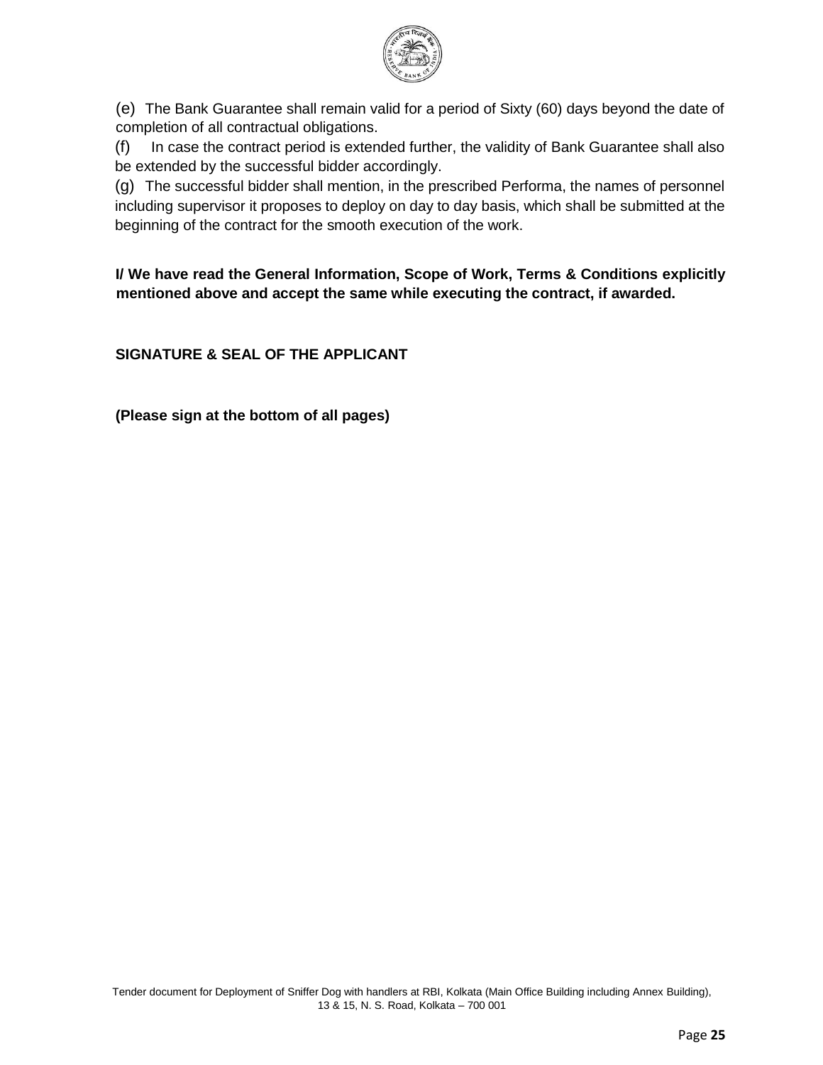(e) The Bank Guarantee shall remain valid for a period of Sixty (60) days beyond the date of completion of all contractual obligations.

(f) In case the contract period is extended further, the validity of Bank Guarantee shall also be extended by the successful bidder accordingly.

(g) The successful bidder shall mention, in the prescribed Performa, the names of personnel including supervisor it proposes to deploy on day to day basis, which shall be submitted at the beginning of the contract for the smooth execution of the work.

**I/ We have read the General Information, Scope of Work, Terms & Conditions explicitly mentioned above and accept the same while executing the contract, if awarded.**

**SIGNATURE & SEAL OF THE APPLICANT**

**(Please sign at the bottom of all pages)**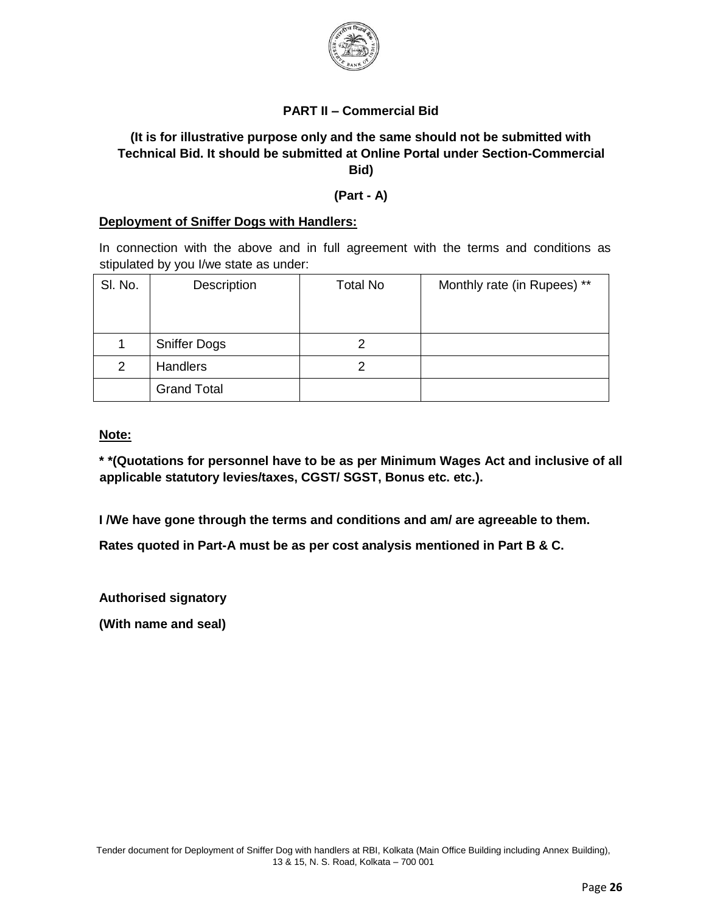**PART II – Commercial Bid**

**(It is for illustrative purpose only and the same should not be submitted with Technical Bid. It should be submitted at Online Portal under Section-Commercial Bid)**

**(Part - A)**

**Deployment of Sniffer Dogs with Handlers:**

In connection with the above and in full agreement with the terms and conditions as stipulated by you I/we state as under:

| Sl. No. | Description | Total No | Monthly rate (in Rupees) ** |
|---|---|---|---|
| 1 | Sniffer Dogs | 2 | |
| 2 | Handlers | 2 | |
| | Grand Total | | |

**Note:**

**\* *(Quotations for personnel have to be as per Minimum Wages Act and inclusive of all applicable statutory levies/taxes, CGST/ SGST, Bonus etc. etc.).**

**I /We have gone through the terms and conditions and am/ are agreeable to them.**

**Rates quoted in Part-A must be as per cost analysis mentioned in Part B & C.**

**Authorised signatory**

**(With name and seal)**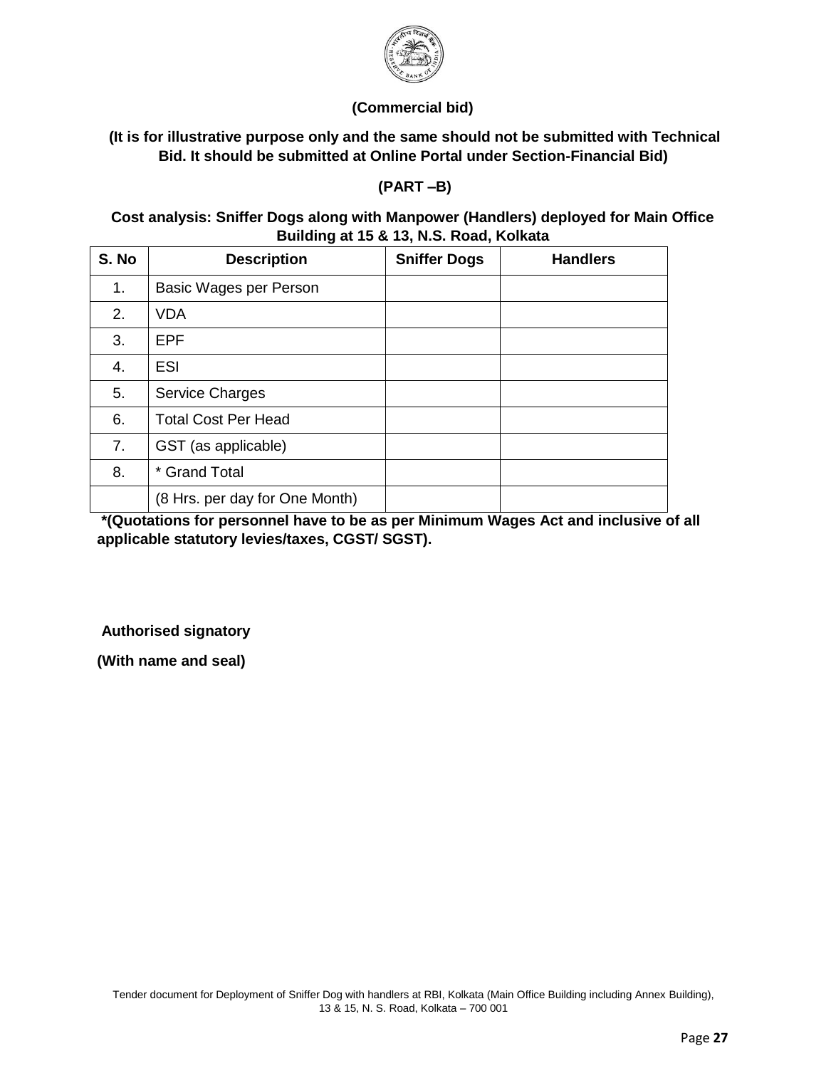**(Commercial bid)**

**(It is for illustrative purpose only and the same should not be submitted with Technical Bid. It should be submitted at Online Portal under Section-Financial Bid)**

**(PART –B)**

**Cost analysis: Sniffer Dogs along with Manpower (Handlers) deployed for Main Office Building at 15 & 13, N.S. Road, Kolkata**

| S. No | Description | Sniffer Dogs | Handlers |
|---|---|---|---|
| 1. | Basic Wages per Person | | |
| 2. | VDA | | |
| 3. | EPF | | |
| 4. | ESI | | |
| 5. | Service Charges | | |
| 6. | Total Cost Per Head | | |
| 7. | GST (as applicable) | | |
| 8. | * Grand Total | | |
| | (8 Hrs. per day for One Month) | | |

**\*(Quotations for personnel have to be as per Minimum Wages Act and inclusive of all applicable statutory levies/taxes, CGST/ SGST).**

**Authorised signatory**

**(With name and seal)**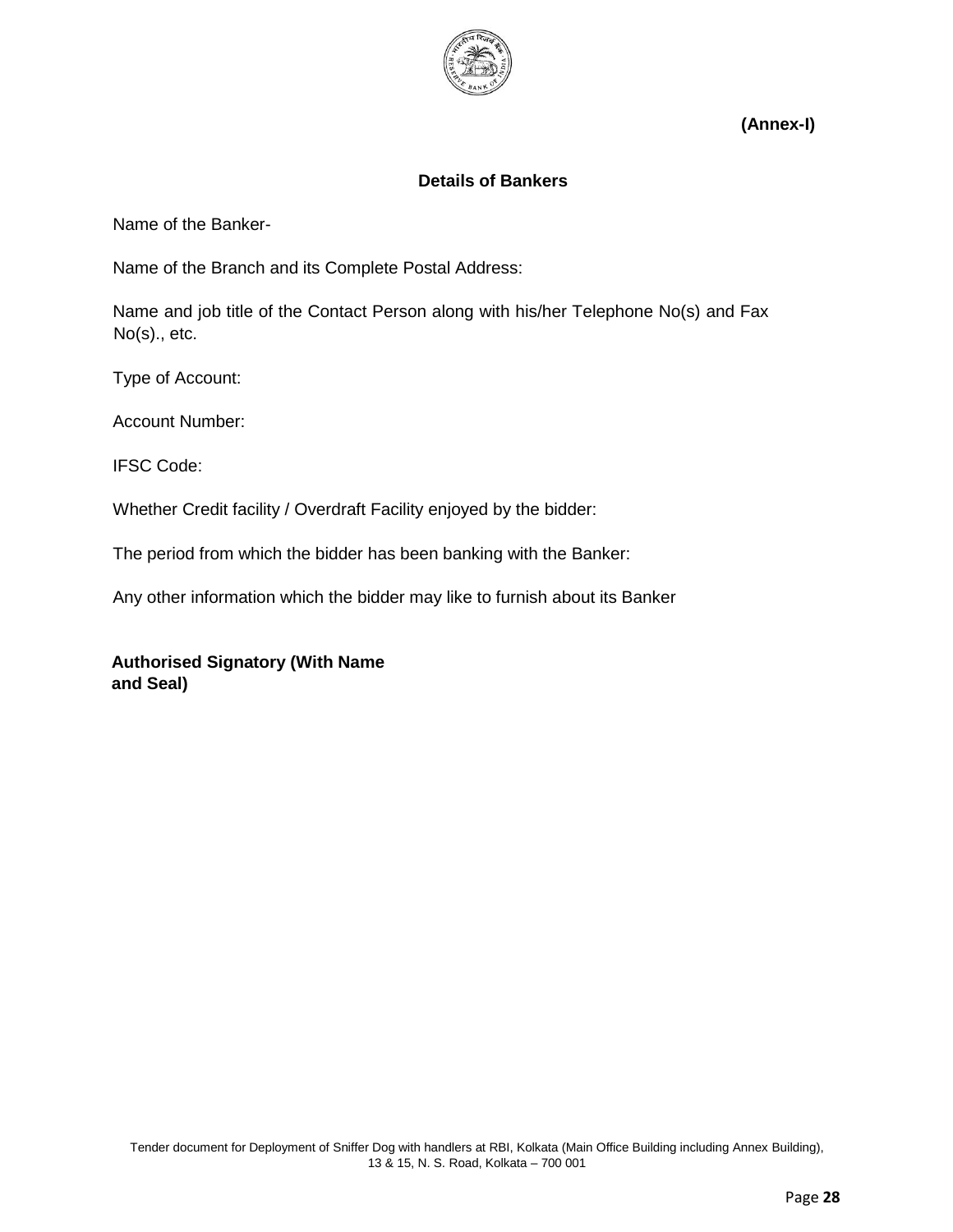**(Annex-I)**

**Details of Bankers**

Name of the Banker-

Name of the Branch and its Complete Postal Address:

Name and job title of the Contact Person along with his/her Telephone No(s) and Fax No(s)., etc.

Type of Account:

Account Number:

IFSC Code:

Whether Credit facility / Overdraft Facility enjoyed by the bidder:

The period from which the bidder has been banking with the Banker:

Any other information which the bidder may like to furnish about its Banker

**Authorised Signatory (With Name and Seal)**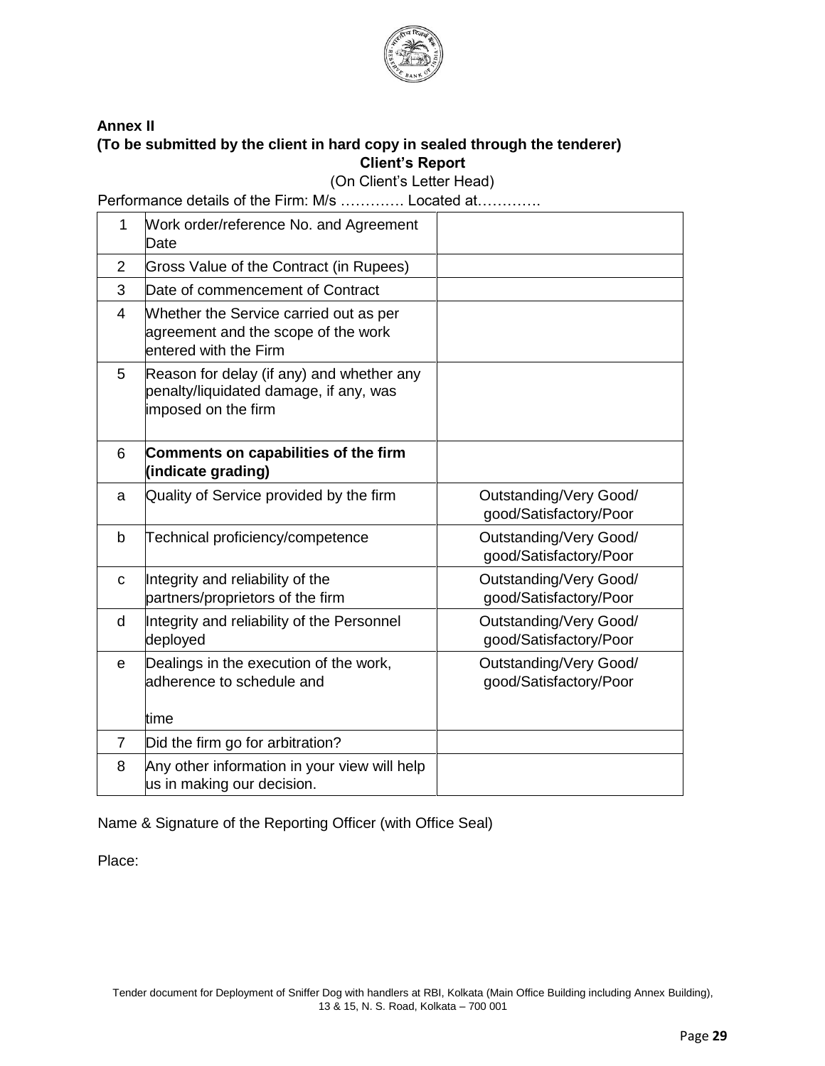**Annex II**

**(To be submitted by the client in hard copy in sealed through the tenderer)**

**Client's Report**

(On Client's Letter Head)

Performance details of the Firm: M/s ………… Located at…………

| | | |
|---|---|---|
| 1 | Work order/reference No. and Agreement Date | |
| 2 | Gross Value of the Contract (in Rupees) | |
| 3 | Date of commencement of Contract | |
| 4 | Whether the Service carried out as per agreement and the scope of the work entered with the Firm | |
| 5 | Reason for delay (if any) and whether any penalty/liquidated damage, if any, was imposed on the firm | |
| 6 | **Comments on capabilities of the firm (indicate grading)** | |
| a | Quality of Service provided by the firm | Outstanding/Very Good/ good/Satisfactory/Poor |
| b | Technical proficiency/competence | Outstanding/Very Good/ good/Satisfactory/Poor |
| c | Integrity and reliability of the partners/proprietors of the firm | Outstanding/Very Good/ good/Satisfactory/Poor |
| d | Integrity and reliability of the Personnel deployed | Outstanding/Very Good/ good/Satisfactory/Poor |
| e | Dealings in the execution of the work, adherence to schedule and time | Outstanding/Very Good/ good/Satisfactory/Poor |
| 7 | Did the firm go for arbitration? | |
| 8 | Any other information in your view will help us in making our decision. | |

Name & Signature of the Reporting Officer (with Office Seal)

Place: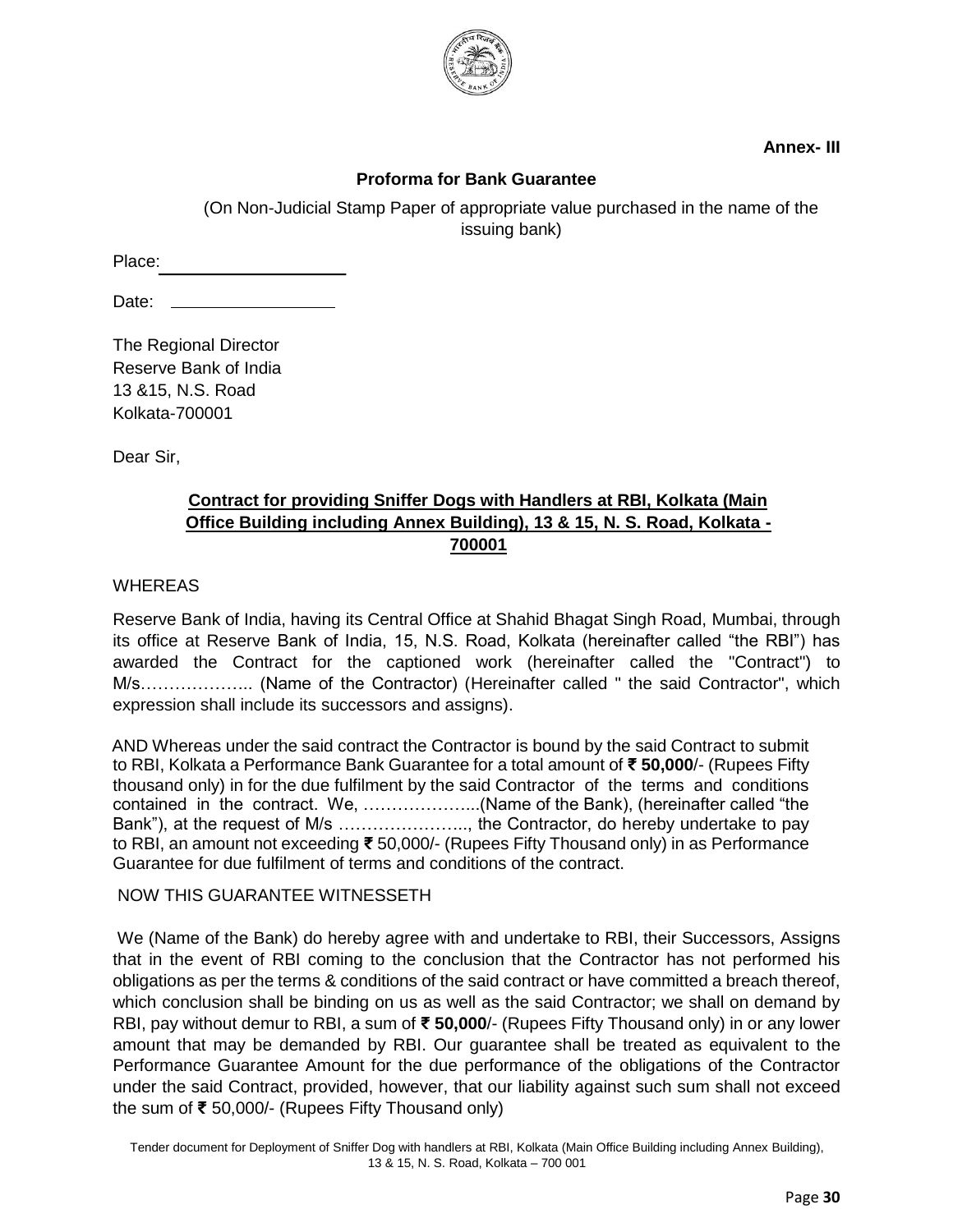**Annex- III**

**Proforma for Bank Guarantee**

(On Non-Judicial Stamp Paper of appropriate value purchased in the name of the issuing bank)

Place: ____________________

Date: ____________________

The Regional Director
Reserve Bank of India
13 &15, N.S. Road
Kolkata-700001

Dear Sir,

**Contract for providing Sniffer Dogs with Handlers at RBI, Kolkata (Main Office Building including Annex Building), 13 & 15, N. S. Road, Kolkata - 700001**

WHEREAS

Reserve Bank of India, having its Central Office at Shahid Bhagat Singh Road, Mumbai, through its office at Reserve Bank of India, 15, N.S. Road, Kolkata (hereinafter called "the RBI") has awarded the Contract for the captioned work (hereinafter called the "Contract") to M/s……………….. (Name of the Contractor) (Hereinafter called " the said Contractor", which expression shall include its successors and assigns).

AND Whereas under the said contract the Contractor is bound by the said Contract to submit to RBI, Kolkata a Performance Bank Guarantee for a total amount of **₹ 50,000**/- (Rupees Fifty thousand only) in for the due fulfilment by the said Contractor of the terms and conditions contained in the contract. We, ………………...(Name of the Bank), (hereinafter called "the Bank"), at the request of M/s …………………., the Contractor, do hereby undertake to pay to RBI, an amount not exceeding ₹ 50,000/- (Rupees Fifty Thousand only) in as Performance Guarantee for due fulfilment of terms and conditions of the contract.

NOW THIS GUARANTEE WITNESSETH

We (Name of the Bank) do hereby agree with and undertake to RBI, their Successors, Assigns that in the event of RBI coming to the conclusion that the Contractor has not performed his obligations as per the terms & conditions of the said contract or have committed a breach thereof, which conclusion shall be binding on us as well as the said Contractor; we shall on demand by RBI, pay without demur to RBI, a sum of **₹ 50,000**/- (Rupees Fifty Thousand only) in or any lower amount that may be demanded by RBI. Our guarantee shall be treated as equivalent to the Performance Guarantee Amount for the due performance of the obligations of the Contractor under the said Contract, provided, however, that our liability against such sum shall not exceed the sum of ₹ 50,000/- (Rupees Fifty Thousand only)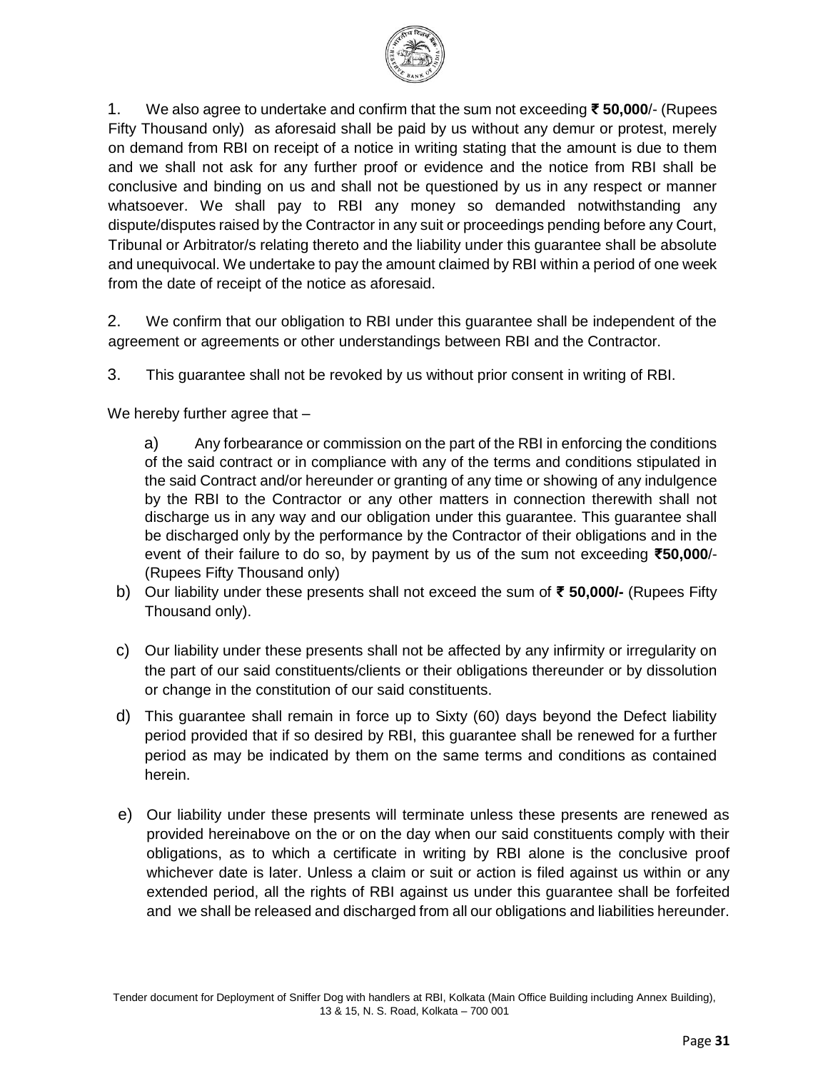1. We also agree to undertake and confirm that the sum not exceeding **₹ 50,000**/- (Rupees Fifty Thousand only) as aforesaid shall be paid by us without any demur or protest, merely on demand from RBI on receipt of a notice in writing stating that the amount is due to them and we shall not ask for any further proof or evidence and the notice from RBI shall be conclusive and binding on us and shall not be questioned by us in any respect or manner whatsoever. We shall pay to RBI any money so demanded notwithstanding any dispute/disputes raised by the Contractor in any suit or proceedings pending before any Court, Tribunal or Arbitrator/s relating thereto and the liability under this guarantee shall be absolute and unequivocal. We undertake to pay the amount claimed by RBI within a period of one week from the date of receipt of the notice as aforesaid.

2. We confirm that our obligation to RBI under this guarantee shall be independent of the agreement or agreements or other understandings between RBI and the Contractor.

3. This guarantee shall not be revoked by us without prior consent in writing of RBI.

We hereby further agree that –

a) Any forbearance or commission on the part of the RBI in enforcing the conditions of the said contract or in compliance with any of the terms and conditions stipulated in the said Contract and/or hereunder or granting of any time or showing of any indulgence by the RBI to the Contractor or any other matters in connection therewith shall not discharge us in any way and our obligation under this guarantee. This guarantee shall be discharged only by the performance by the Contractor of their obligations and in the event of their failure to do so, by payment by us of the sum not exceeding **₹50,000**/- (Rupees Fifty Thousand only)

b) Our liability under these presents shall not exceed the sum of **₹ 50,000/-** (Rupees Fifty Thousand only).

c) Our liability under these presents shall not be affected by any infirmity or irregularity on the part of our said constituents/clients or their obligations thereunder or by dissolution or change in the constitution of our said constituents.

d) This guarantee shall remain in force up to Sixty (60) days beyond the Defect liability period provided that if so desired by RBI, this guarantee shall be renewed for a further period as may be indicated by them on the same terms and conditions as contained herein.

e) Our liability under these presents will terminate unless these presents are renewed as provided hereinabove on the or on the day when our said constituents comply with their obligations, as to which a certificate in writing by RBI alone is the conclusive proof whichever date is later. Unless a claim or suit or action is filed against us within or any extended period, all the rights of RBI against us under this guarantee shall be forfeited and we shall be released and discharged from all our obligations and liabilities hereunder.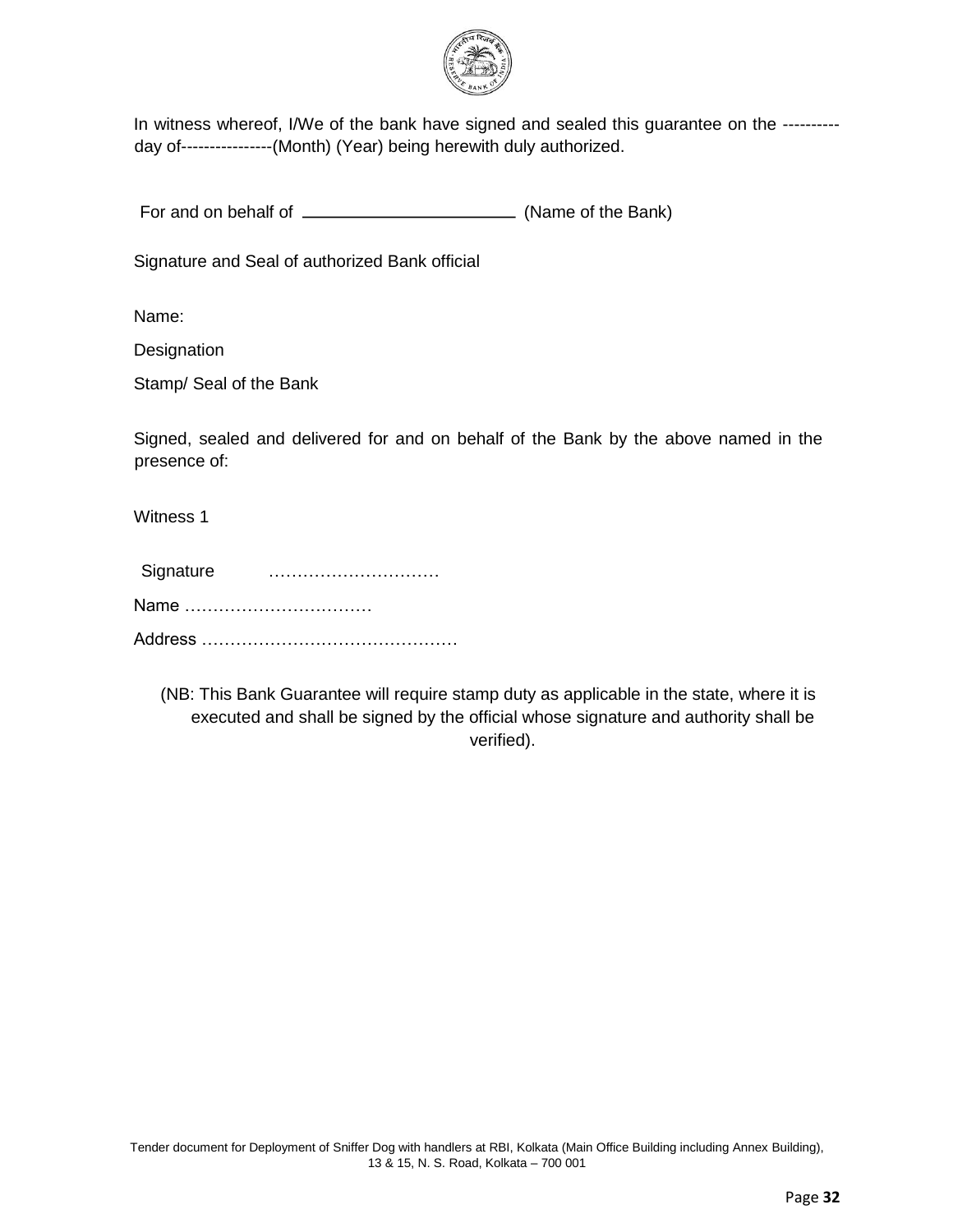In witness whereof, I/We of the bank have signed and sealed this guarantee on the ---------- day of----------------(Month) (Year) being herewith duly authorized.

For and on behalf of ________________________ (Name of the Bank)

Signature and Seal of authorized Bank official

Name:

Designation

Stamp/ Seal of the Bank

Signed, sealed and delivered for and on behalf of the Bank by the above named in the presence of:

Witness 1

Signature …………………………

Name ……………………………

Address ………………………………………

(NB: This Bank Guarantee will require stamp duty as applicable in the state, where it is executed and shall be signed by the official whose signature and authority shall be verified).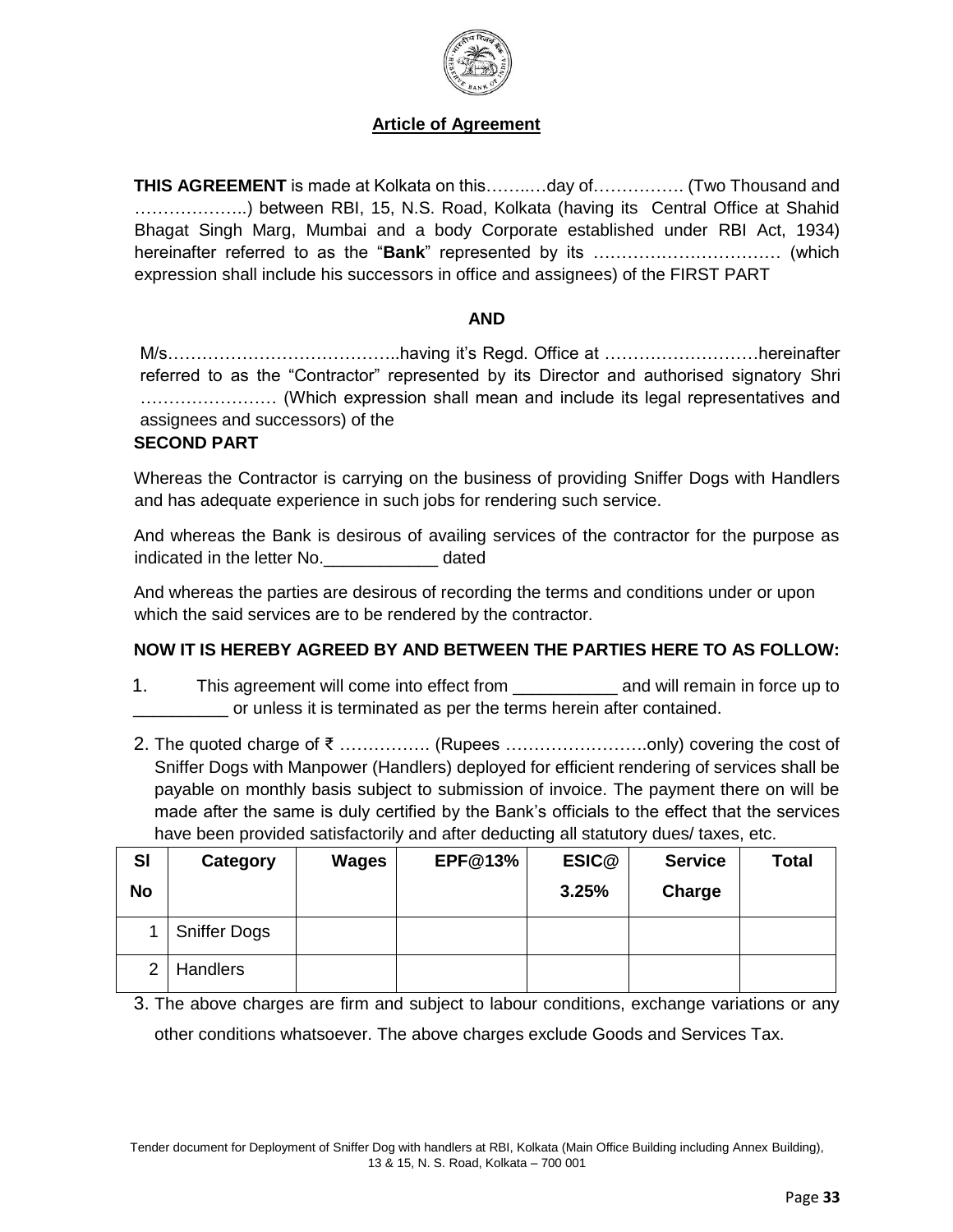## Article of Agreement

**THIS AGREEMENT** is made at Kolkata on this……..…day of……………. (Two Thousand and ………………..) between RBI, 15, N.S. Road, Kolkata (having its Central Office at Shahid Bhagat Singh Marg, Mumbai and a body Corporate established under RBI Act, 1934) hereinafter referred to as the "**Bank**" represented by its …………………………… (which expression shall include his successors in office and assignees) of the FIRST PART

**AND**

M/s…………………………………..having it's Regd. Office at ………………………hereinafter referred to as the "Contractor" represented by its Director and authorised signatory Shri …………………… (Which expression shall mean and include its legal representatives and assignees and successors) of the

**SECOND PART**

Whereas the Contractor is carrying on the business of providing Sniffer Dogs with Handlers and has adequate experience in such jobs for rendering such service.

And whereas the Bank is desirous of availing services of the contractor for the purpose as indicated in the letter No.____________ dated

And whereas the parties are desirous of recording the terms and conditions under or upon which the said services are to be rendered by the contractor.

**NOW IT IS HEREBY AGREED BY AND BETWEEN THE PARTIES HERE TO AS FOLLOW:**

1. This agreement will come into effect from ___________ and will remain in force up to __________ or unless it is terminated as per the terms herein after contained.

2. The quoted charge of ₹ ……………. (Rupees …………………….only) covering the cost of Sniffer Dogs with Manpower (Handlers) deployed for efficient rendering of services shall be payable on monthly basis subject to submission of invoice. The payment there on will be made after the same is duly certified by the Bank's officials to the effect that the services have been provided satisfactorily and after deducting all statutory dues/ taxes, etc.

| Sl No | Category | Wages | EPF@13% | ESIC@ 3.25% | Service Charge | Total |
|---|---|---|---|---|---|---|
| 1 | Sniffer Dogs | | | | | |
| 2 | Handlers | | | | | |

3. The above charges are firm and subject to labour conditions, exchange variations or any other conditions whatsoever. The above charges exclude Goods and Services Tax.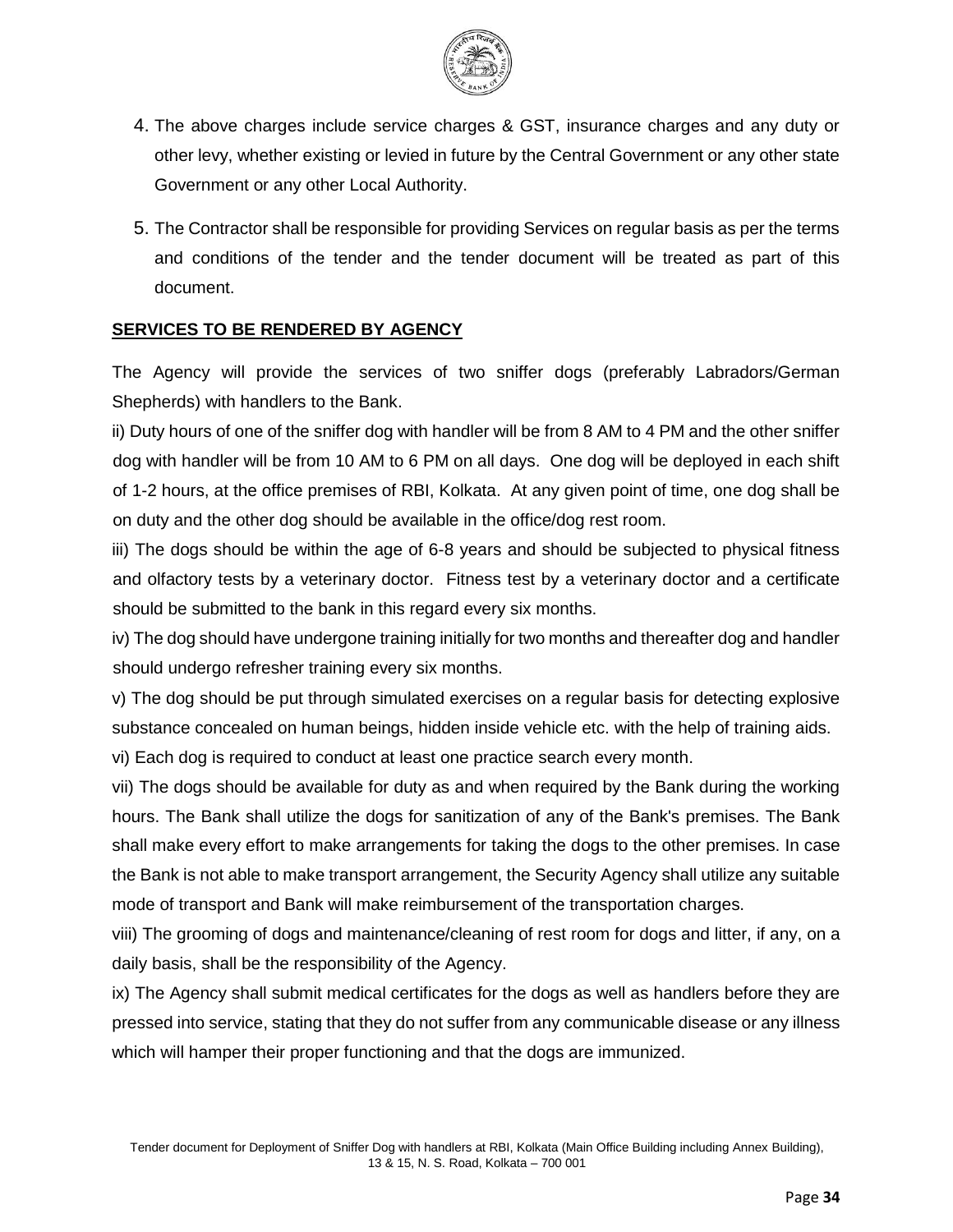4. The above charges include service charges & GST, insurance charges and any duty or other levy, whether existing or levied in future by the Central Government or any other state Government or any other Local Authority.

5. The Contractor shall be responsible for providing Services on regular basis as per the terms and conditions of the tender and the tender document will be treated as part of this document.

**SERVICES TO BE RENDERED BY AGENCY**

The Agency will provide the services of two sniffer dogs (preferably Labradors/German Shepherds) with handlers to the Bank.

ii) Duty hours of one of the sniffer dog with handler will be from 8 AM to 4 PM and the other sniffer dog with handler will be from 10 AM to 6 PM on all days. One dog will be deployed in each shift of 1-2 hours, at the office premises of RBI, Kolkata. At any given point of time, one dog shall be on duty and the other dog should be available in the office/dog rest room.

iii) The dogs should be within the age of 6-8 years and should be subjected to physical fitness and olfactory tests by a veterinary doctor. Fitness test by a veterinary doctor and a certificate should be submitted to the bank in this regard every six months.

iv) The dog should have undergone training initially for two months and thereafter dog and handler should undergo refresher training every six months.

v) The dog should be put through simulated exercises on a regular basis for detecting explosive substance concealed on human beings, hidden inside vehicle etc. with the help of training aids.

vi) Each dog is required to conduct at least one practice search every month.

vii) The dogs should be available for duty as and when required by the Bank during the working hours. The Bank shall utilize the dogs for sanitization of any of the Bank's premises. The Bank shall make every effort to make arrangements for taking the dogs to the other premises. In case the Bank is not able to make transport arrangement, the Security Agency shall utilize any suitable mode of transport and Bank will make reimbursement of the transportation charges.

viii) The grooming of dogs and maintenance/cleaning of rest room for dogs and litter, if any, on a daily basis, shall be the responsibility of the Agency.

ix) The Agency shall submit medical certificates for the dogs as well as handlers before they are pressed into service, stating that they do not suffer from any communicable disease or any illness which will hamper their proper functioning and that the dogs are immunized.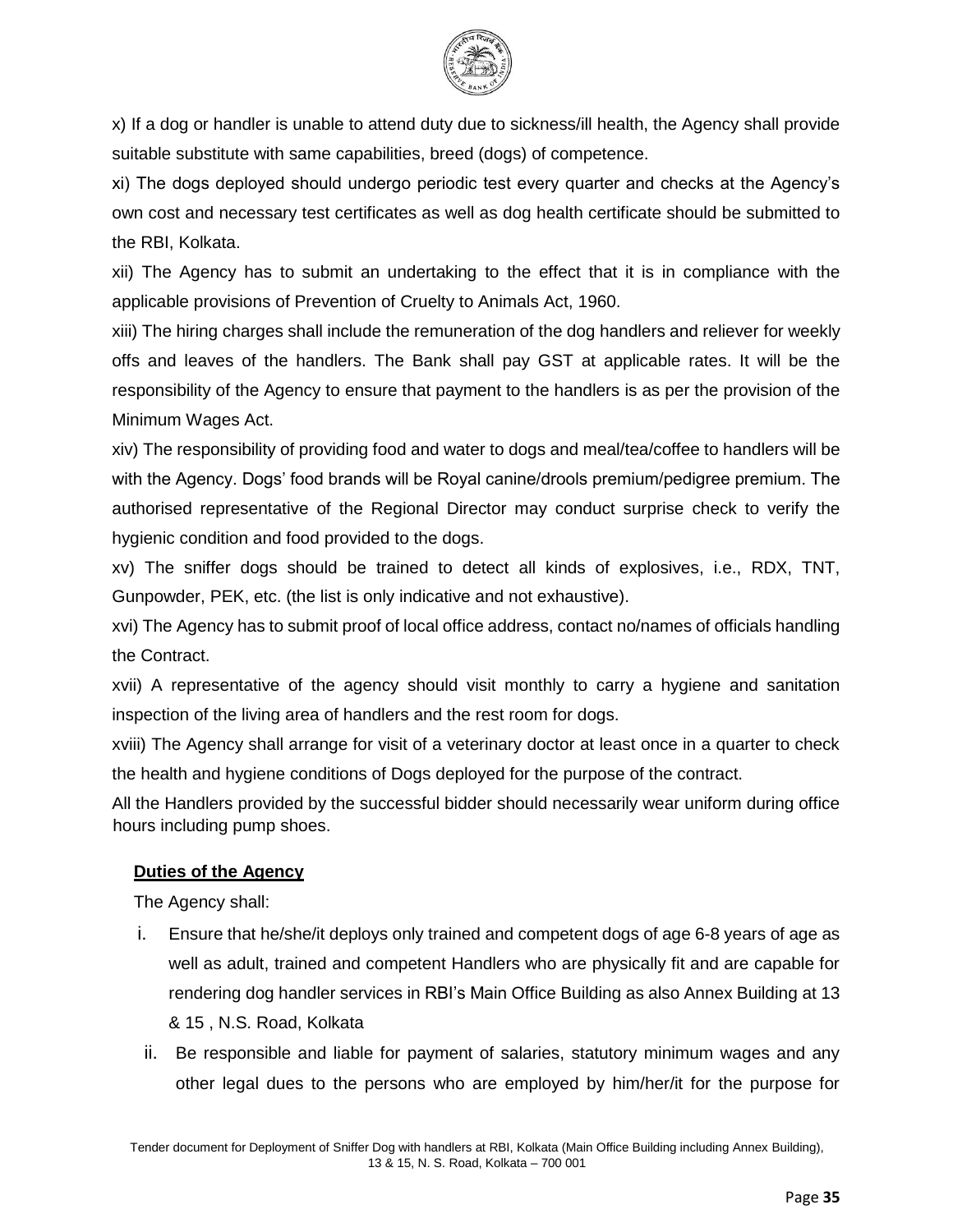x) If a dog or handler is unable to attend duty due to sickness/ill health, the Agency shall provide suitable substitute with same capabilities, breed (dogs) of competence.

xi) The dogs deployed should undergo periodic test every quarter and checks at the Agency's own cost and necessary test certificates as well as dog health certificate should be submitted to the RBI, Kolkata.

xii) The Agency has to submit an undertaking to the effect that it is in compliance with the applicable provisions of Prevention of Cruelty to Animals Act, 1960.

xiii) The hiring charges shall include the remuneration of the dog handlers and reliever for weekly offs and leaves of the handlers. The Bank shall pay GST at applicable rates. It will be the responsibility of the Agency to ensure that payment to the handlers is as per the provision of the Minimum Wages Act.

xiv) The responsibility of providing food and water to dogs and meal/tea/coffee to handlers will be with the Agency. Dogs' food brands will be Royal canine/drools premium/pedigree premium. The authorised representative of the Regional Director may conduct surprise check to verify the hygienic condition and food provided to the dogs.

xv) The sniffer dogs should be trained to detect all kinds of explosives, i.e., RDX, TNT, Gunpowder, PEK, etc. (the list is only indicative and not exhaustive).

xvi) The Agency has to submit proof of local office address, contact no/names of officials handling the Contract.

xvii) A representative of the agency should visit monthly to carry a hygiene and sanitation inspection of the living area of handlers and the rest room for dogs.

xviii) The Agency shall arrange for visit of a veterinary doctor at least once in a quarter to check the health and hygiene conditions of Dogs deployed for the purpose of the contract.

All the Handlers provided by the successful bidder should necessarily wear uniform during office hours including pump shoes.

**Duties of the Agency**

The Agency shall:

i. Ensure that he/she/it deploys only trained and competent dogs of age 6-8 years of age as well as adult, trained and competent Handlers who are physically fit and are capable for rendering dog handler services in RBI's Main Office Building as also Annex Building at 13 & 15 , N.S. Road, Kolkata

ii. Be responsible and liable for payment of salaries, statutory minimum wages and any other legal dues to the persons who are employed by him/her/it for the purpose for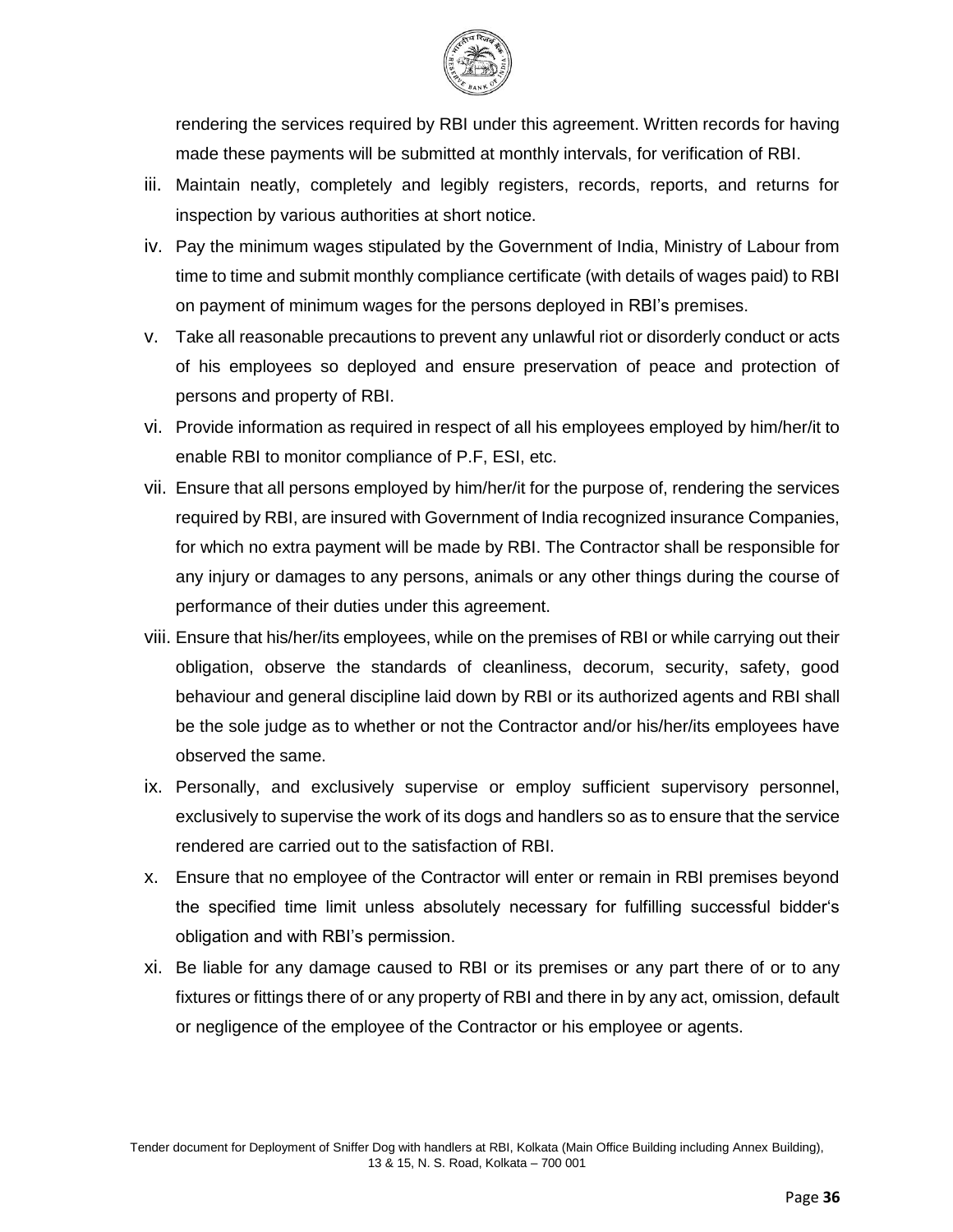rendering the services required by RBI under this agreement. Written records for having made these payments will be submitted at monthly intervals, for verification of RBI.

iii. Maintain neatly, completely and legibly registers, records, reports, and returns for inspection by various authorities at short notice.

iv. Pay the minimum wages stipulated by the Government of India, Ministry of Labour from time to time and submit monthly compliance certificate (with details of wages paid) to RBI on payment of minimum wages for the persons deployed in RBI's premises.

v. Take all reasonable precautions to prevent any unlawful riot or disorderly conduct or acts of his employees so deployed and ensure preservation of peace and protection of persons and property of RBI.

vi. Provide information as required in respect of all his employees employed by him/her/it to enable RBI to monitor compliance of P.F, ESI, etc.

vii. Ensure that all persons employed by him/her/it for the purpose of, rendering the services required by RBI, are insured with Government of India recognized insurance Companies, for which no extra payment will be made by RBI. The Contractor shall be responsible for any injury or damages to any persons, animals or any other things during the course of performance of their duties under this agreement.

viii. Ensure that his/her/its employees, while on the premises of RBI or while carrying out their obligation, observe the standards of cleanliness, decorum, security, safety, good behaviour and general discipline laid down by RBI or its authorized agents and RBI shall be the sole judge as to whether or not the Contractor and/or his/her/its employees have observed the same.

ix. Personally, and exclusively supervise or employ sufficient supervisory personnel, exclusively to supervise the work of its dogs and handlers so as to ensure that the service rendered are carried out to the satisfaction of RBI.

x. Ensure that no employee of the Contractor will enter or remain in RBI premises beyond the specified time limit unless absolutely necessary for fulfilling successful bidder's obligation and with RBI's permission.

xi. Be liable for any damage caused to RBI or its premises or any part there of or to any fixtures or fittings there of or any property of RBI and there in by any act, omission, default or negligence of the employee of the Contractor or his employee or agents.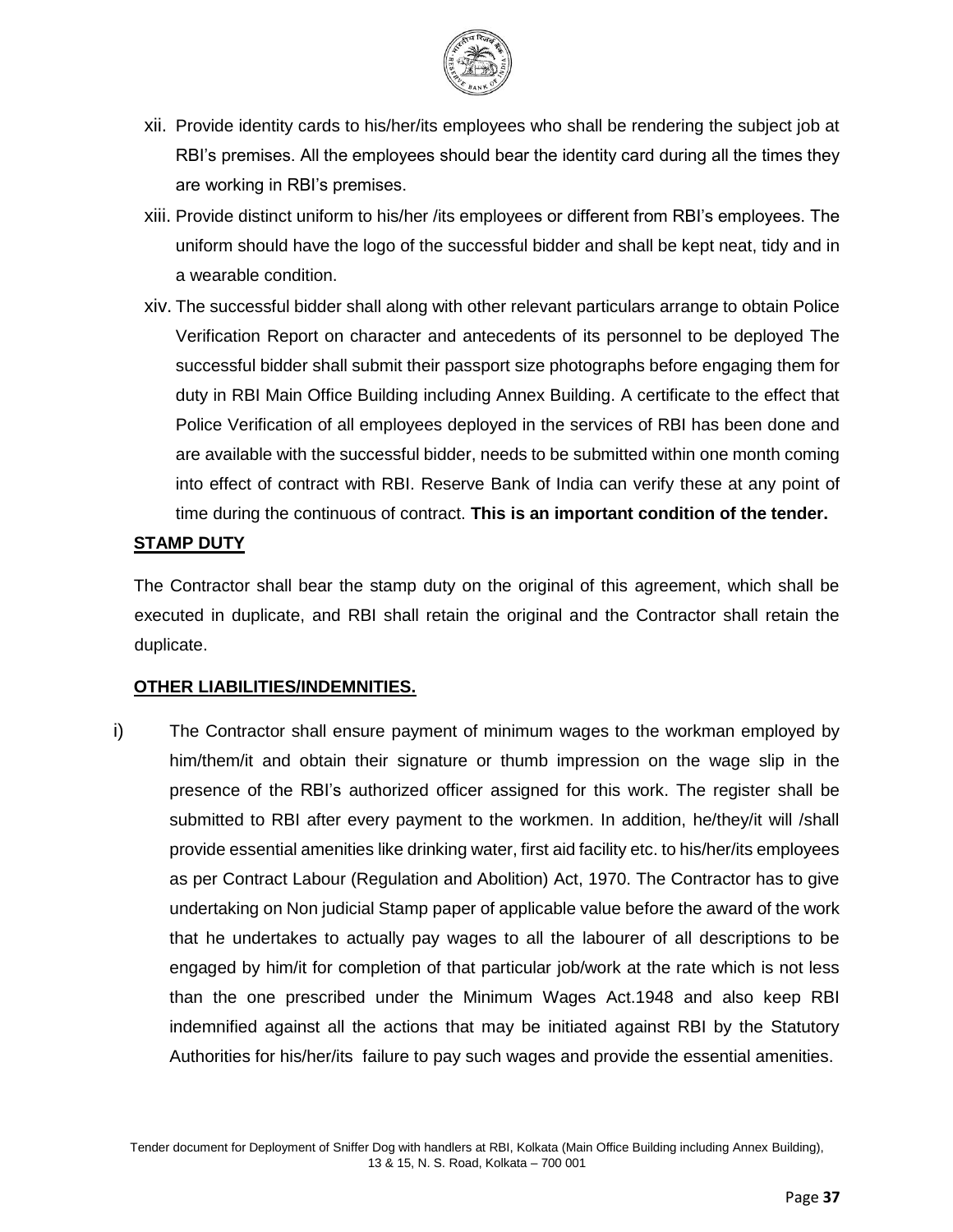xii. Provide identity cards to his/her/its employees who shall be rendering the subject job at RBI's premises. All the employees should bear the identity card during all the times they are working in RBI's premises.

xiii. Provide distinct uniform to his/her /its employees or different from RBI's employees. The uniform should have the logo of the successful bidder and shall be kept neat, tidy and in a wearable condition.

xiv. The successful bidder shall along with other relevant particulars arrange to obtain Police Verification Report on character and antecedents of its personnel to be deployed The successful bidder shall submit their passport size photographs before engaging them for duty in RBI Main Office Building including Annex Building. A certificate to the effect that Police Verification of all employees deployed in the services of RBI has been done and are available with the successful bidder, needs to be submitted within one month coming into effect of contract with RBI. Reserve Bank of India can verify these at any point of time during the continuous of contract. **This is an important condition of the tender.**

**STAMP DUTY**

The Contractor shall bear the stamp duty on the original of this agreement, which shall be executed in duplicate, and RBI shall retain the original and the Contractor shall retain the duplicate.

**OTHER LIABILITIES/INDEMNITIES.**

i) The Contractor shall ensure payment of minimum wages to the workman employed by him/them/it and obtain their signature or thumb impression on the wage slip in the presence of the RBI's authorized officer assigned for this work. The register shall be submitted to RBI after every payment to the workmen. In addition, he/they/it will /shall provide essential amenities like drinking water, first aid facility etc. to his/her/its employees as per Contract Labour (Regulation and Abolition) Act, 1970. The Contractor has to give undertaking on Non judicial Stamp paper of applicable value before the award of the work that he undertakes to actually pay wages to all the labourer of all descriptions to be engaged by him/it for completion of that particular job/work at the rate which is not less than the one prescribed under the Minimum Wages Act.1948 and also keep RBI indemnified against all the actions that may be initiated against RBI by the Statutory Authorities for his/her/its failure to pay such wages and provide the essential amenities.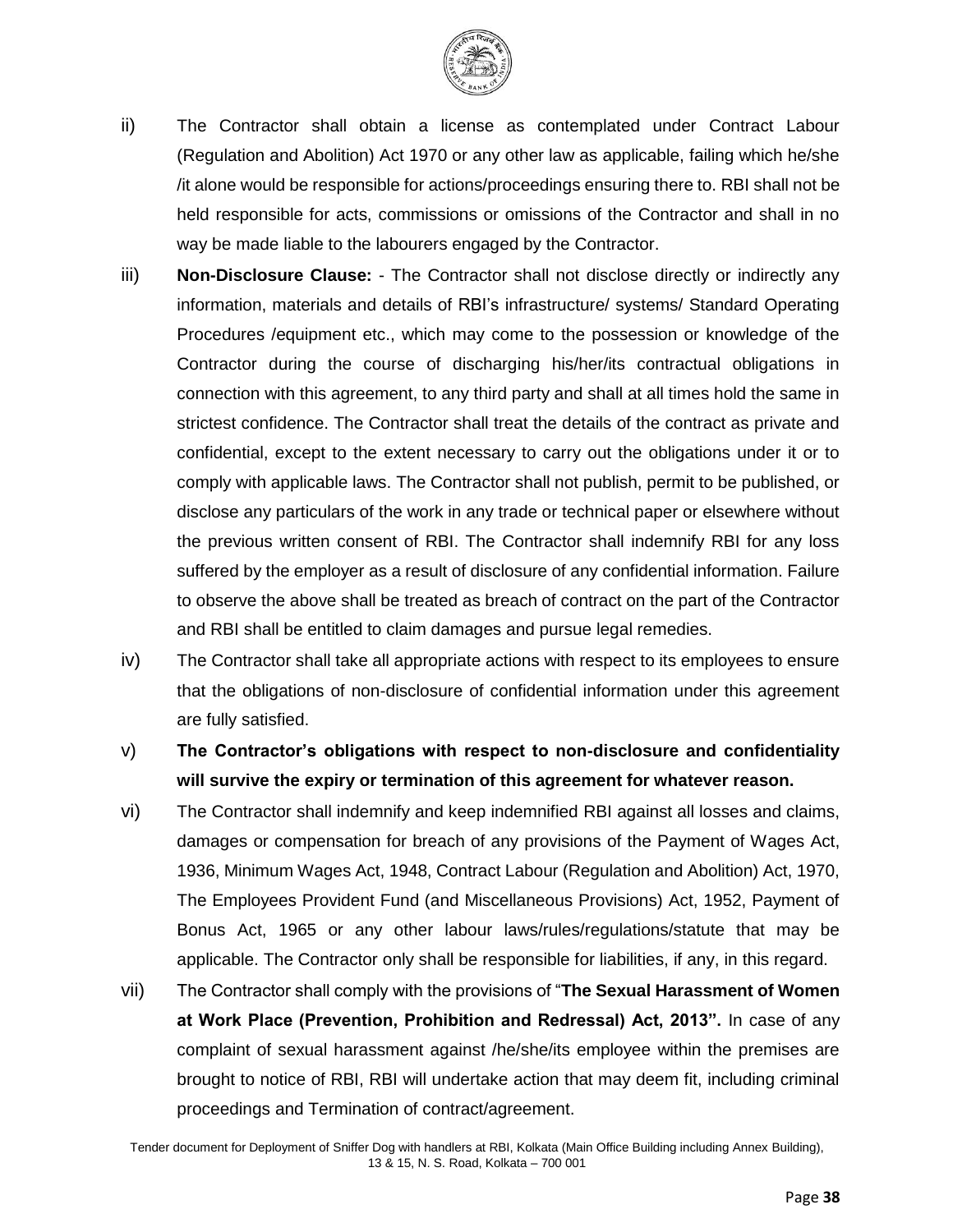ii) The Contractor shall obtain a license as contemplated under Contract Labour (Regulation and Abolition) Act 1970 or any other law as applicable, failing which he/she /it alone would be responsible for actions/proceedings ensuring there to. RBI shall not be held responsible for acts, commissions or omissions of the Contractor and shall in no way be made liable to the labourers engaged by the Contractor.

iii) **Non-Disclosure Clause:** - The Contractor shall not disclose directly or indirectly any information, materials and details of RBI's infrastructure/ systems/ Standard Operating Procedures /equipment etc., which may come to the possession or knowledge of the Contractor during the course of discharging his/her/its contractual obligations in connection with this agreement, to any third party and shall at all times hold the same in strictest confidence. The Contractor shall treat the details of the contract as private and confidential, except to the extent necessary to carry out the obligations under it or to comply with applicable laws. The Contractor shall not publish, permit to be published, or disclose any particulars of the work in any trade or technical paper or elsewhere without the previous written consent of RBI. The Contractor shall indemnify RBI for any loss suffered by the employer as a result of disclosure of any confidential information. Failure to observe the above shall be treated as breach of contract on the part of the Contractor and RBI shall be entitled to claim damages and pursue legal remedies.

iv) The Contractor shall take all appropriate actions with respect to its employees to ensure that the obligations of non-disclosure of confidential information under this agreement are fully satisfied.

v) **The Contractor's obligations with respect to non-disclosure and confidentiality will survive the expiry or termination of this agreement for whatever reason.**

vi) The Contractor shall indemnify and keep indemnified RBI against all losses and claims, damages or compensation for breach of any provisions of the Payment of Wages Act, 1936, Minimum Wages Act, 1948, Contract Labour (Regulation and Abolition) Act, 1970, The Employees Provident Fund (and Miscellaneous Provisions) Act, 1952, Payment of Bonus Act, 1965 or any other labour laws/rules/regulations/statute that may be applicable. The Contractor only shall be responsible for liabilities, if any, in this regard.

vii) The Contractor shall comply with the provisions of "**The Sexual Harassment of Women at Work Place (Prevention, Prohibition and Redressal) Act, 2013".** In case of any complaint of sexual harassment against /he/she/its employee within the premises are brought to notice of RBI, RBI will undertake action that may deem fit, including criminal proceedings and Termination of contract/agreement.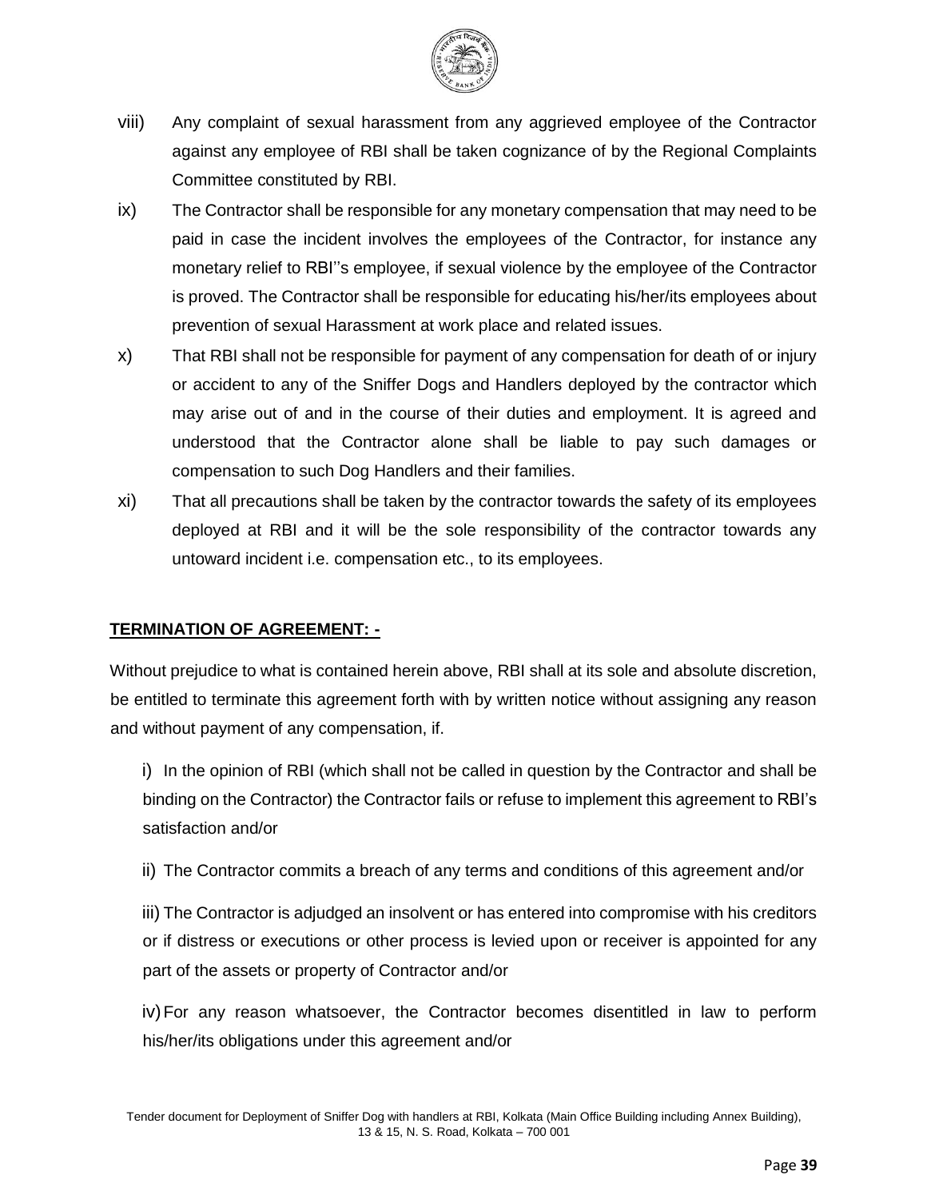viii) Any complaint of sexual harassment from any aggrieved employee of the Contractor against any employee of RBI shall be taken cognizance of by the Regional Complaints Committee constituted by RBI.

ix) The Contractor shall be responsible for any monetary compensation that may need to be paid in case the incident involves the employees of the Contractor, for instance any monetary relief to RBI''s employee, if sexual violence by the employee of the Contractor is proved. The Contractor shall be responsible for educating his/her/its employees about prevention of sexual Harassment at work place and related issues.

x) That RBI shall not be responsible for payment of any compensation for death of or injury or accident to any of the Sniffer Dogs and Handlers deployed by the contractor which may arise out of and in the course of their duties and employment. It is agreed and understood that the Contractor alone shall be liable to pay such damages or compensation to such Dog Handlers and their families.

xi) That all precautions shall be taken by the contractor towards the safety of its employees deployed at RBI and it will be the sole responsibility of the contractor towards any untoward incident i.e. compensation etc., to its employees.

**TERMINATION OF AGREEMENT: -**

Without prejudice to what is contained herein above, RBI shall at its sole and absolute discretion, be entitled to terminate this agreement forth with by written notice without assigning any reason and without payment of any compensation, if.

i) In the opinion of RBI (which shall not be called in question by the Contractor and shall be binding on the Contractor) the Contractor fails or refuse to implement this agreement to RBI's satisfaction and/or

ii) The Contractor commits a breach of any terms and conditions of this agreement and/or

iii) The Contractor is adjudged an insolvent or has entered into compromise with his creditors or if distress or executions or other process is levied upon or receiver is appointed for any part of the assets or property of Contractor and/or

iv) For any reason whatsoever, the Contractor becomes disentitled in law to perform his/her/its obligations under this agreement and/or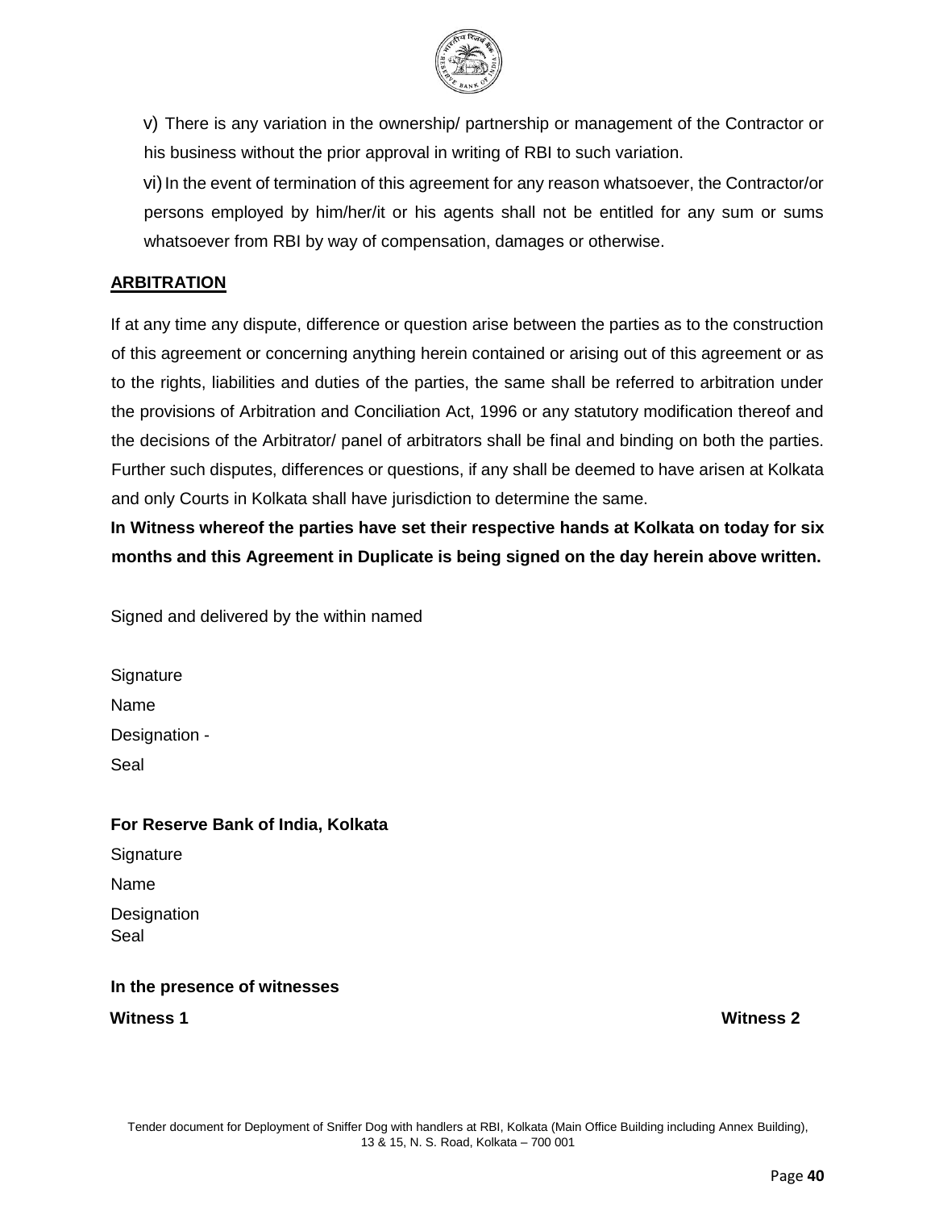v) There is any variation in the ownership/ partnership or management of the Contractor or his business without the prior approval in writing of RBI to such variation.

vi) In the event of termination of this agreement for any reason whatsoever, the Contractor/or persons employed by him/her/it or his agents shall not be entitled for any sum or sums whatsoever from RBI by way of compensation, damages or otherwise.

**ARBITRATION**

If at any time any dispute, difference or question arise between the parties as to the construction of this agreement or concerning anything herein contained or arising out of this agreement or as to the rights, liabilities and duties of the parties, the same shall be referred to arbitration under the provisions of Arbitration and Conciliation Act, 1996 or any statutory modification thereof and the decisions of the Arbitrator/ panel of arbitrators shall be final and binding on both the parties. Further such disputes, differences or questions, if any shall be deemed to have arisen at Kolkata and only Courts in Kolkata shall have jurisdiction to determine the same.

**In Witness whereof the parties have set their respective hands at Kolkata on today for six months and this Agreement in Duplicate is being signed on the day herein above written.**

Signed and delivered by the within named

Signature

Name

Designation -

Seal

**For Reserve Bank of India, Kolkata**

Signature

Name

Designation

Seal

**In the presence of witnesses**

**Witness 1** **Witness 2**